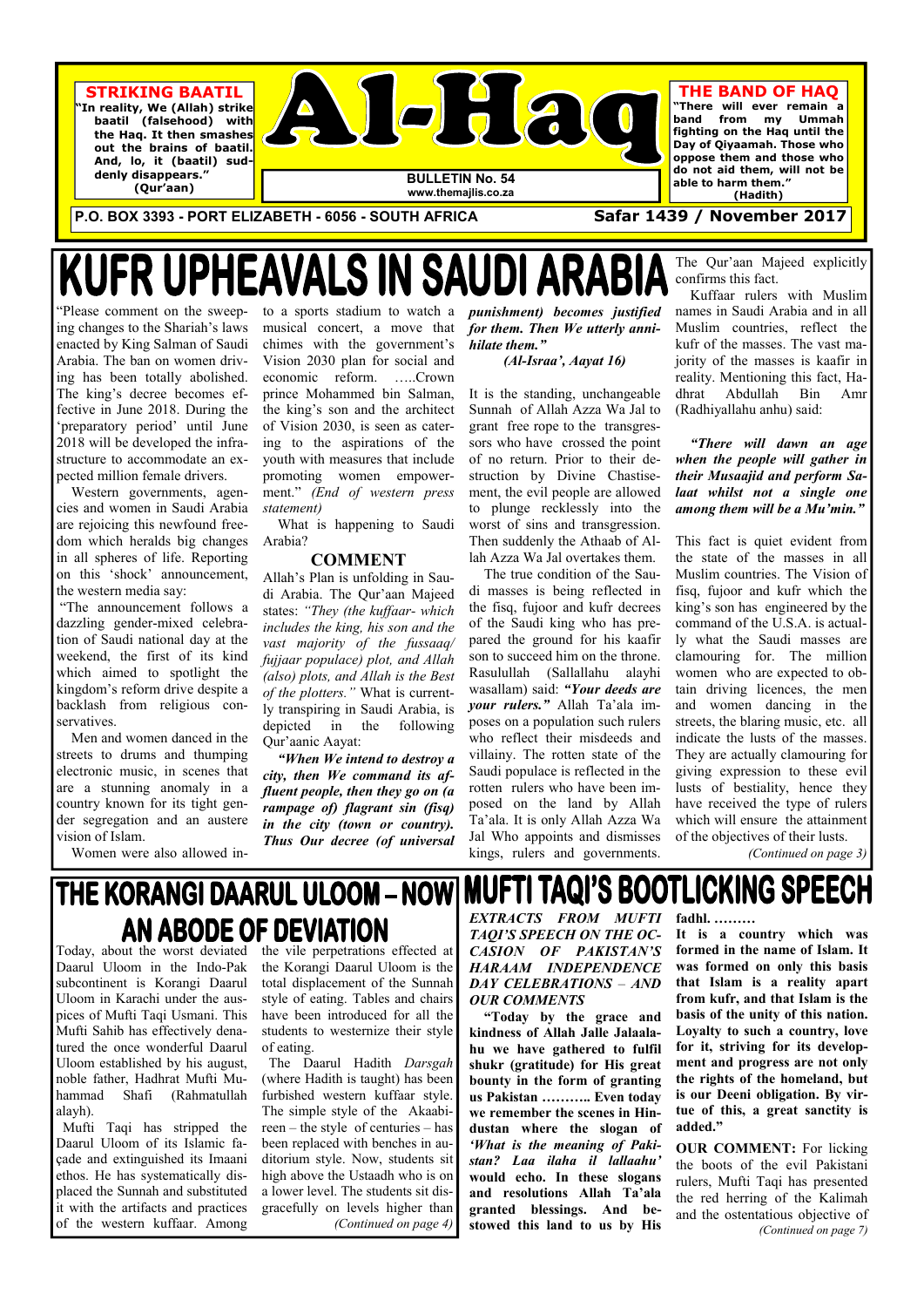**STRIKING BAATIL**

"In reality, We (Allah) strike baatil (falsehood) with the Haq. It then smashes out the brains of baatil. And, lo, it (baatil) suddenly disappears." (Qur'aan)

# Al-Haq

**BULLETIN No. 54**
www.themajlis.co.za

**THE BAND OF HAQ**

"There will ever remain a band from my Ummah fighting on the Haq until the Day of Qiyaamah. Those who oppose them and those who do not aid them, will not be able to harm them." (Hadith)

**P.O. BOX 3393 - PORT ELIZABETH - 6056 - SOUTH AFRICA** — **Safar 1439 / November 2017**

# KUFR UPHEAVALS IN SAUDI ARABIA

"Please comment on the sweeping changes to the Shariah's laws enacted by King Salman of Saudi Arabia. The ban on women driving has been totally abolished. The king's decree becomes effective in June 2018. During the 'preparatory period' until June 2018 will be developed the infrastructure to accommodate an expected million female drivers.

Western governments, agencies and women in Saudi Arabia are rejoicing this newfound freedom which heralds big changes in all spheres of life. Reporting on this 'shock' announcement, the western media say:

"The announcement follows a dazzling gender-mixed celebration of Saudi national day at the weekend, the first of its kind which aimed to spotlight the kingdom's reform drive despite a backlash from religious conservatives.

Men and women danced in the streets to drums and thumping electronic music, in scenes that are a stunning anomaly in a country known for its tight gender segregation and an austere vision of Islam.

Women were also allowed into a sports stadium to watch a musical concert, a move that chimes with the government's Vision 2030 plan for social and economic reform. …..Crown prince Mohammed bin Salman, the king's son and the architect of Vision 2030, is seen as catering to the aspirations of the youth with measures that include promoting women empowerment." *(End of western press statement)*

What is happening to Saudi Arabia?

## COMMENT

Allah's Plan is unfolding in Saudi Arabia. The Qur'aan Majeed states: *"They (the kuffaar- which includes the king, his son and the vast majority of the fussaaq/fujjaar populace) plot, and Allah (also) plots, and Allah is the Best of the plotters."* What is currently transpiring in Saudi Arabia, is depicted in the following Qur'aanic Aayat:

***"When We intend to destroy a city, then We command its affluent people, then they go on (a rampage of) flagrant sin (fisq) in the city (town or country). Thus Our decree (of universal punishment) becomes justified for them. Then We utterly annihilate them."***

***(Al-Israa', Aayat 16)***

It is the standing, unchangeable Sunnah of Allah Azza Wa Jal to grant free rope to the transgressors who have crossed the point of no return. Prior to their destruction by Divine Chastisement, the evil people are allowed to plunge recklessly into the worst of sins and transgression. Then suddenly the Athaab of Allah Azza Wa Jal overtakes them.

The true condition of the Saudi masses is being reflected in the fisq, fujoor and kufr decrees of the Saudi king who has prepared the ground for his kaafir son to succeed him on the throne. Rasulullah (Sallallahu alayhi wasallam) said: ***"Your deeds are your rulers."*** Allah Ta'ala imposes on a population such rulers who reflect their misdeeds and villainy. The rotten state of the Saudi populace is reflected in the rotten rulers who have been imposed on the land by Allah Ta'ala. It is only Allah Azza Wa Jal Who appoints and dismisses kings, rulers and governments. The Qur'aan Majeed explicitly confirms this fact.

Kuffaar rulers with Muslim names in Saudi Arabia and in all Muslim countries, reflect the kufr of the masses. The vast majority of the masses is kaafir in reality. Mentioning this fact, Hadhrat Abdullah Bin Amr (Radhiyallahu anhu) said:

***"There will dawn an age when the people will gather in their Musaajid and perform Salaat whilst not a single one among them will be a Mu'min."***

This fact is quiet evident from the state of the masses in all Muslim countries. The Vision of fisq, fujoor and kufr which the king's son has engineered by the command of the U.S.A. is actually what the Saudi masses are clamouring for. The million women who are expected to obtain driving licences, the men and women dancing in the streets, the blaring music, etc. all indicate the lusts of the masses. They are actually clamouring for giving expression to these evil lusts of bestiality, hence they have received the type of rulers which will ensure the attainment of the objectives of their lusts.

*(Continued on page 3)*

# THE KORANGI DAARUL ULOOM – NOW AN ABODE OF DEVIATION

Today, about the worst deviated Daarul Uloom in the Indo-Pak subcontinent is Korangi Daarul Uloom in Karachi under the auspices of Mufti Taqi Usmani. This Mufti Sahib has effectively denatured the once wonderful Daarul Uloom established by his august, noble father, Hadhrat Mufti Muhammad Shafi (Rahmatullah alayh).

Mufti Taqi has stripped the Daarul Uloom of its Islamic façade and extinguished its Imaani ethos. He has systematically displaced the Sunnah and substituted it with the artifacts and practices of the western kuffaar. Among the vile perpetrations effected at the Korangi Daarul Uloom is the total displacement of the Sunnah style of eating. Tables and chairs have been introduced for all the students to westernize their style of eating.

The Daarul Hadith *Darsgah* (where Hadith is taught) has been furbished western kuffaar style. The simple style of the Akaabireen – the style of centuries – has been replaced with benches in auditorium style. Now, students sit high above the Ustaadh who is on a lower level. The students sit disgracefully on levels higher than

*(Continued on page 4)*

# MUFTI TAQI'S BOOTLICKING SPEECH

***EXTRACTS FROM MUFTI TAQI'S SPEECH ON THE OCCASION OF PAKISTAN'S HARAAM INDEPENDENCE DAY CELEBRATIONS – AND OUR COMMENTS***

**"Today by the grace and kindness of Allah Jalle Jalaalahu we have gathered to fulfil shukr (gratitude) for His great bounty in the form of granting us Pakistan ……….. Even today we remember the scenes in Hindustan where the slogan of *'What is the meaning of Pakistan? Laa ilaha il lallaahu'* would echo. In these slogans and resolutions Allah Ta'ala granted blessings. And bestowed this land to us by His fadhl. ………**

**It is a country which was formed in the name of Islam. It was formed on only this basis that Islam is a reality apart from kufr, and that Islam is the basis of the unity of this nation. Loyalty to such a country, love for it, striving for its development and progress are not only the rights of the homeland, but is our Deeni obligation. By virtue of this, a great sanctity is added."**

**OUR COMMENT:** For licking the boots of the evil Pakistani rulers, Mufti Taqi has presented the red herring of the Kalimah and the ostentatious objective of

*(Continued on page 7)*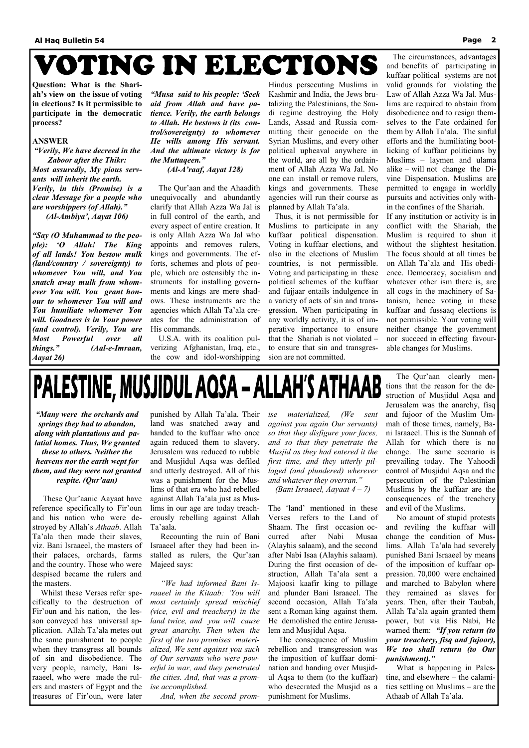# VOTING IN ELECTIONS

**Question: What is the Shariah's view on the issue of voting in elections? Is it permissible to participate in the democratic process?**

**ANSWER**

***"Verily, We have decreed in the Zaboor after the Thikr: Most assuredly, My pious servants will inherit the earth. Verily, in this (Promise) is a clear Message for a people who are worshippers (of Allah)." (Al-Ambiya', Aayat 106)***

***"Say (O Muhammad to the people): 'O Allah! The King of all lands! You bestow mulk (land/country / sovereignty) to whomever You will, and You snatch away mulk from whomever You will. You grant honour to whomever You will and You humiliate whomever You will. Goodness is in Your power (and control). Verily, You are Most Powerful over all things." (Aal-e-Imraan, Aayat 26)***

***"Musa said to his people: 'Seek aid from Allah and have patience. Verily, the earth belongs to Allah. He bestows it (its control/sovereignty) to whomever He wills among His servant. And the ultimate victory is for the Muttaqeen." (Al-A'raaf, Aayat 128)***

The Qur'aan and the Ahaadith unequivocally and abundantly clarify that Allah Azza Wa Jal is in full control of the earth, and every aspect of entire creation. It is only Allah Azza Wa Jal who appoints and removes rulers, kings and governments. The efforts, schemes and plots of people, which are ostensibly the instruments for installing governments and kings are mere shadows. These instruments are the agencies which Allah Ta'ala creates for the administration of His commands.

U.S.A. with its coalition pulverizing Afghanistan, Iraq, etc., the cow and idol-worshipping Hindus persecuting Muslims in Kashmir and India, the Jews brutalizing the Palestinians, the Saudi regime destroying the Holy Lands, Assad and Russia committing their genocide on the Syrian Muslims, and every other political upheaval anywhere in the world, are all by the ordainment of Allah Azza Wa Jal. No one can install or remove rulers, kings and governments. These agencies will run their course as planned by Allah Ta'ala.

Thus, it is not permissible for Muslims to participate in any kuffaar political dispensation. Voting in kuffaar elections, and also in the elections of Muslim countries, is not permissible. Voting and participating in these political schemes of the kuffaar and fujjaar entails indulgence in a variety of acts of sin and transgression. When participating in any worldly activity, it is of imperative importance to ensure that the Shariah is not violated – to ensure that sin and transgression are not committed.

The circumstances, advantages and benefits of participating in kuffaar political systems are not valid grounds for violating the Law of Allah Azza Wa Jal. Muslims are required to abstain from disobedience and to resign themselves to the Fate ordained for them by Allah Ta'ala. The sinful efforts and the humiliating bootlicking of kuffaar politicians by Muslims – laymen and ulama alike – will not change the Divine Dispensation. Muslims are permitted to engage in worldly pursuits and activities only within the confines of the Shariah.

If any institution or activity is in conflict with the Shariah, the Muslim is required to shun it without the slightest hesitation. The focus should at all times be on Allah Ta'ala and His obedience. Democracy, socialism and whatever other ism there is, are all cogs in the machinery of Satanism, hence voting in these kuffaar and fussaaq elections is not permissible. Your voting will neither change the government nor succeed in effecting favourable changes for Muslims.

# PALESTINE, MUSJIDUL AQSA – ALLAH'S ATHAAB

***"Many were the orchards and springs they had to abandon, along with plantations and palatial homes. Thus, We granted these to others. Neither the heavens nor the earth wept for them, and they were not granted respite. (Qur'aan)***

These Qur'aanic Aayaat have reference specifically to Fir'oun and his nation who were destroyed by Allah's *Athaab*. Allah Ta'ala then made their slaves, viz. Bani Israaeel, the masters of their palaces, orchards, farms and the country. Those who were despised became the rulers and the masters.

Whilst these Verses refer specifically to the destruction of Fir'oun and his nation, the lesson conveyed has universal application. Allah Ta'ala metes out the same punishment to people when they transgress all bounds of sin and disobedience. The very people, namely, Bani Israaeel, who were made the rulers and masters of Egypt and the treasures of Fir'oun, were later punished by Allah Ta'ala. Their land was snatched away and handed to the kuffaar who once again reduced them to slavery. Jerusalem was reduced to rubble and Musjidul Aqsa was defiled and utterly destroyed. All of this was a punishment for the Muslims of that era who had rebelled against Allah Ta'ala just as Muslims in our age are today treacherously rebelling against Allah Ta'aala.

Recounting the ruin of Bani Israaeel after they had been installed as rulers, the Qur'aan Majeed says:

*"We had informed Bani Israaeel in the Kitaab: 'You will most certainly spread mischief (vice, evil and treachery) in the land twice, and you will cause great anarchy. Then when the first of the two promises materialized, We sent against you such of Our servants who were powerful in war, and they penetrated the cities. And, that was a promise accomplished.*

*And, when the second promise materialized, (We sent against you again Our servants) so that they disfigure your faces, and so that they penetrate the Musjid as they had entered it the first time, and they utterly pillaged (and plundered) wherever and whatever they overran."*
*(Bani Israaeel, Aayaat 4 – 7)*

The 'land' mentioned in these Verses refers to the Land of Shaam. The first occasion occurred after Nabi Musaa (Alayhis salaam), and the second after Nabi Isaa (Alayhis salaam). During the first occasion of destruction, Allah Ta'ala sent a Majoosi kaafir king to pillage and plunder Bani Israaeel. The second occasion, Allah Ta'ala sent a Roman king against them. He demolished the entire Jerusalem and Musjidul Aqsa.

The consequence of Muslim rebellion and transgression was the imposition of kuffaar domination and handing over Musjidul Aqsa to them (to the kuffaar) who desecrated the Musjid as a punishment for Muslims.

The Qur'aan clearly mentions that the reason for the destruction of Musjidul Aqsa and Jerusalem was the anarchy, fisq and fujoor of the Muslim Ummah of those times, namely, Bani Israaeel. This is the Sunnah of Allah for which there is no change. The same scenario is prevailing today. The Yahoodi control of Musjidul Aqsa and the persecution of the Palestinian Muslims by the kuffaar are the consequences of the treachery and evil of the Muslims.

No amount of stupid protests and reviling the kuffaar will change the condition of Muslims. Allah Ta'ala had severely punished Bani Israaeel by means of the imposition of kuffaar oppression. 70,000 were enchained and marched to Babylon where they remained as slaves for years. Then, after their Taubah, Allah Ta'ala again granted them power, but via His Nabi, He warned them: ***"If you return (to your treachery, fisq and fujoor), We too shall return (to Our punishment)."***

What is happening in Palestine, and elsewhere – the calamities settling on Muslims – are the Athaab of Allah Ta'ala.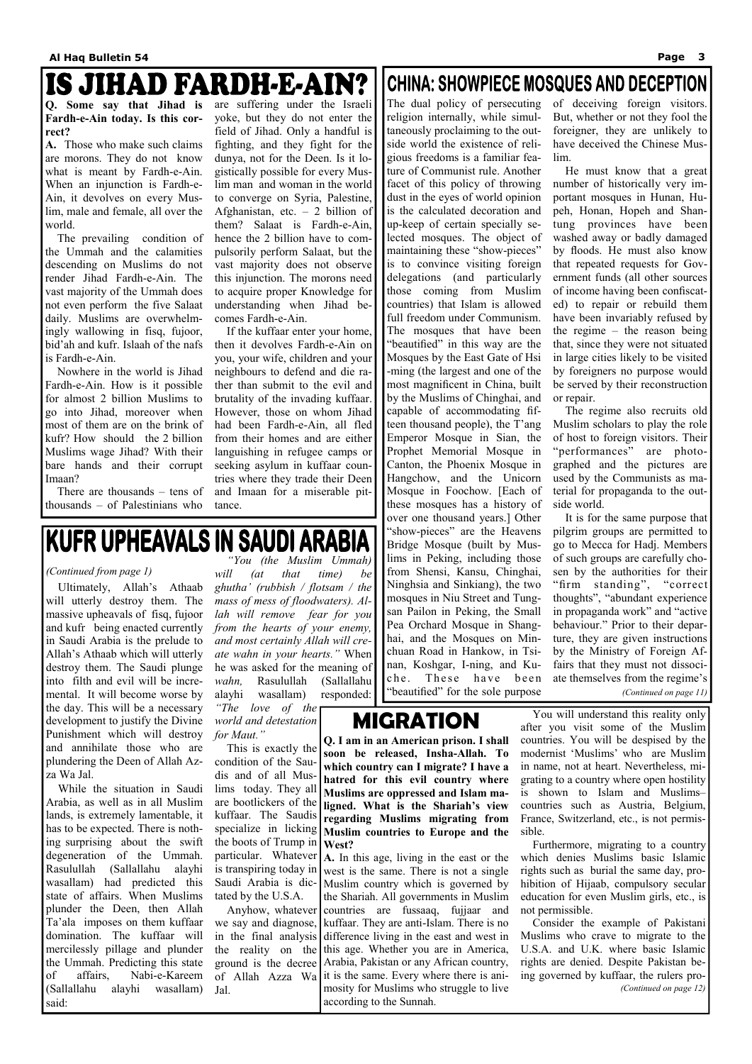# IS JIHAD FARDH-E-AIN?

**Q. Some say that Jihad is Fardh-e-Ain today. Is this correct?**

**A.** Those who make such claims are morons. They do not know what is meant by Fardh-e-Ain. When an injunction is Fardh-e-Ain, it devolves on every Muslim, male and female, all over the world.

The prevailing condition of the Ummah and the calamities descending on Muslims do not render Jihad Fardh-e-Ain. The vast majority of the Ummah does not even perform the five Salaat daily. Muslims are overwhelmingly wallowing in fisq, fujoor, bid'ah and kufr. Islaah of the nafs is Fardh-e-Ain.

Nowhere in the world is Jihad Fardh-e-Ain. How is it possible for almost 2 billion Muslims to go into Jihad, moreover when most of them are on the brink of kufr? How should the 2 billion Muslims wage Jihad? With their bare hands and their corrupt Imaan?

There are thousands – tens of thousands – of Palestinians who are suffering under the Israeli yoke, but they do not enter the field of Jihad. Only a handful is fighting, and they fight for the dunya, not for the Deen. Is it logistically possible for every Muslim man and woman in the world to converge on Syria, Palestine, Afghanistan, etc. – 2 billion of them? Salaat is Fardh-e-Ain, hence the 2 billion have to compulsorily perform Salaat, but the vast majority does not observe this injunction. The morons need to acquire proper Knowledge for understanding when Jihad becomes Fardh-e-Ain.

If the kuffaar enter your home, then it devolves Fardh-e-Ain on you, your wife, children and your neighbours to defend and die rather than submit to the evil and brutality of the invading kuffaar. However, those on whom Jihad had been Fardh-e-Ain, all fled from their homes and are either languishing in refugee camps or seeking asylum in kuffaar countries where they trade their Deen and Imaan for a miserable pittance.

# KUFR UPHEAVALS IN SAUDI ARABIA

*(Continued from page 1)*

Ultimately, Allah's Athaab will utterly destroy them. The massive upheavals of fisq, fujoor and kufr being enacted currently in Saudi Arabia is the prelude to Allah's Athaab which will utterly destroy them. The Saudi plunge into filth and evil will be incremental. It will become worse by the day. This will be a necessary development to justify the Divine Punishment which will destroy and annihilate those who are plundering the Deen of Allah Azza Wa Jal.

While the situation in Saudi Arabia, as well as in all Muslim lands, is extremely lamentable, it has to be expected. There is nothing surprising about the swift degeneration of the Ummah. Rasulullah (Sallallahu alayhi wasallam) had predicted this state of affairs. When Muslims plunder the Deen, then Allah Ta'ala imposes on them kuffaar domination. The kuffaar will mercilessly pillage and plunder the Ummah. Predicting this state of affairs, Nabi-e-Kareem (Sallallahu alayhi wasallam) said:

*"You (the Muslim Ummah) will (at that time) be ghutha' (rubbish / flotsam / the mass of mess of floodwaters). Allah will remove fear for you from the hearts of your enemy, and most certainly Allah will create wahn in your hearts."* When he was asked for the meaning of *wahn,* Rasulullah (Sallallahu alayhi wasallam) responded: *"The love of the world and detestation for Maut."*

This is exactly the condition of the Saudis and of all Muslims today. They all are bootlickers of the kuffaar. The Saudis specialize in licking the boots of Trump in particular. Whatever is transpiring today in Saudi Arabia is dictated by the U.S.A.

Anyhow, whatever we say and diagnose, in the final analysis the reality on the ground is the decree of Allah Azza Wa Jal.

# CHINA: SHOWPIECE MOSQUES AND DECEPTION

The dual policy of persecuting religion internally, while simultaneously proclaiming to the outside world the existence of religious freedoms is a familiar feature of Communist rule. Another facet of this policy of throwing dust in the eyes of world opinion is the calculated decoration and up-keep of certain specially selected mosques. The object of maintaining these "show-pieces" is to convince visiting foreign delegations (and particularly those coming from Muslim countries) that Islam is allowed full freedom under Communism. The mosques that have been "beautified" in this way are the Mosques by the East Gate of Hsi-ming (the largest and one of the most magnificent in China, built by the Muslims of Chinghai, and capable of accommodating fifteen thousand people), the T'ang Emperor Mosque in Sian, the Prophet Memorial Mosque in Canton, the Phoenix Mosque in Hangchow, and the Unicorn Mosque in Foochow. [Each of these mosques has a history of over one thousand years.] Other "show-pieces" are the Heavens Bridge Mosque (built by Muslims in Peking, including those from Shensi, Kansu, Chinghai, Ninghsia and Sinkiang), the two mosques in Niu Street and Tungsan Pailon in Peking, the Small Pea Orchard Mosque in Shanghai, and the Mosques on Minchuan Road in Hankow, in Tsinan, Koshgar, I-ning, and Kuche. These have been "beautified" for the sole purpose of deceiving foreign visitors. But, whether or not they fool the foreigner, they are unlikely to have deceived the Chinese Muslim.

He must know that a great number of historically very important mosques in Hunan, Hupeh, Honan, Hopeh and Shantung provinces have been washed away or badly damaged by floods. He must also know that repeated requests for Government funds (all other sources of income having been confiscated) to repair or rebuild them have been invariably refused by the regime – the reason being that, since they were not situated in large cities likely to be visited by foreigners no purpose would be served by their reconstruction or repair.

The regime also recruits old Muslim scholars to play the role of host to foreign visitors. Their "performances" are photographed and the pictures are used by the Communists as material for propaganda to the outside world.

It is for the same purpose that pilgrim groups are permitted to go to Mecca for Hadj. Members of such groups are carefully chosen by the authorities for their "firm standing", "correct thoughts", "abundant experience in propaganda work" and "active behaviour." Prior to their departure, they are given instructions by the Ministry of Foreign Affairs that they must not dissociate themselves from the regime's

*(Continued on page 11)*

# MIGRATION

**Q. I am in an American prison. I shall soon be released, Insha-Allah. To which country can I migrate? I have a hatred for this evil country where Muslims are oppressed and Islam maligned. What is the Shariah's view regarding Muslims migrating from Muslim countries to Europe and the West?**

**A.** In this age, living in the east or the west is the same. There is not a single Muslim country which is governed by the Shariah. All governments in Muslim countries are fussaaq, fujjaar and kuffaar. They are anti-Islam. There is no difference living in the east and west in this age. Whether you are in America, Arabia, Pakistan or any African country, it is the same. Every where there is animosity for Muslims who struggle to live according to the Sunnah.

You will understand this reality only after you visit some of the Muslim countries. You will be despised by the modernist 'Muslims' who are Muslim in name, not at heart. Nevertheless, migrating to a country where open hostility is shown to Islam and Muslims– countries such as Austria, Belgium, France, Switzerland, etc., is not permissible.

Furthermore, migrating to a country which denies Muslims basic Islamic rights such as burial the same day, prohibition of Hijaab, compulsory secular education for even Muslim girls, etc., is not permissible.

Consider the example of Pakistani Muslims who crave to migrate to the U.S.A. and U.K. where basic Islamic rights are denied. Despite Pakistan being governed by kuffaar, the rulers pro-

*(Continued on page 12)*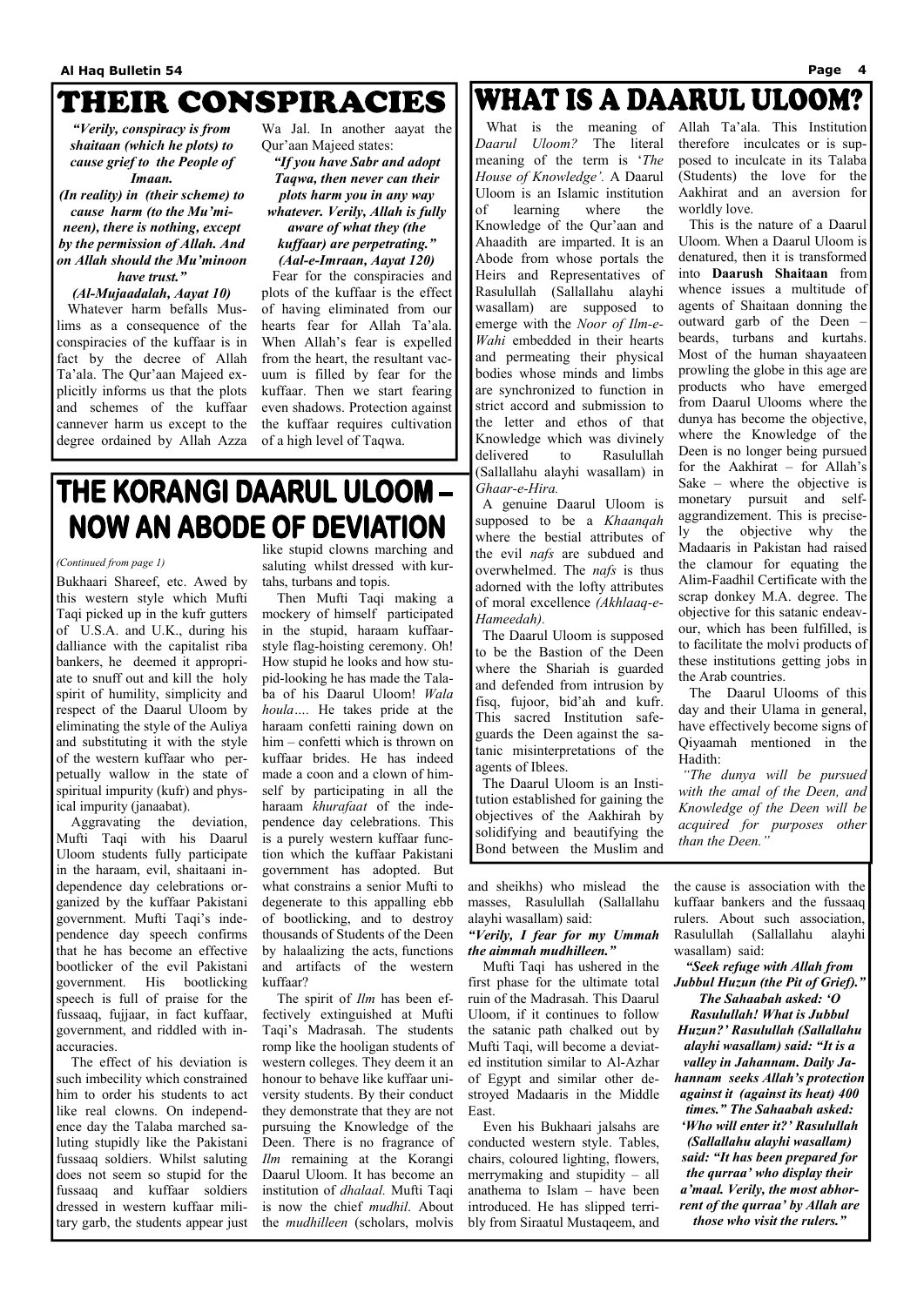# THEIR CONSPIRACIES

***"Verily, conspiracy is from shaitaan (which he plots) to cause grief to the People of Imaan. (In reality) in (their scheme) to cause harm (to the Mu'mineen), there is nothing, except by the permission of Allah. And on Allah should the Mu'minoon have trust."***
***(Al-Mujaadalah, Aayat 10)***

Whatever harm befalls Muslims as a consequence of the conspiracies of the kuffaar is in fact by the decree of Allah Ta'ala. The Qur'aan Majeed explicitly informs us that the plots and schemes of the kuffaar cannever harm us except to the degree ordained by Allah Azza Wa Jal. In another aayat the Qur'aan Majeed states:

***"If you have Sabr and adopt Taqwa, then never can their plots harm you in any way whatever. Verily, Allah is fully aware of what they (the kuffaar) are perpetrating."***
***(Aal-e-Imraan, Aayat 120)***

Fear for the conspiracies and plots of the kuffaar is the effect of having eliminated from our hearts fear for Allah Ta'ala. When Allah's fear is expelled from the heart, the resultant vacuum is filled by fear for the kuffaar. Then we start fearing even shadows. Protection against the kuffaar requires cultivation of a high level of Taqwa.

# THE KORANGI DAARUL ULOOM – NOW AN ABODE OF DEVIATION

*(Continued from page 1)*

Bukhaari Shareef, etc. Awed by this western style which Mufti Taqi picked up in the kufr gutters of U.S.A. and U.K., during his dalliance with the capitalist riba bankers, he deemed it appropriate to snuff out and kill the holy spirit of humility, simplicity and respect of the Daarul Uloom by eliminating the style of the Auliya and substituting it with the style of the western kuffaar who perpetually wallow in the state of spiritual impurity (kufr) and physical impurity (janaabat).

Aggravating the deviation, Mufti Taqi with his Daarul Uloom students fully participate in the haraam, evil, shaitaani independence day celebrations organized by the kuffaar Pakistani government. Mufti Taqi's independence day speech confirms that he has become an effective bootlicker of the evil Pakistani government. His bootlicking speech is full of praise for the fussaaq, fujjaar, in fact kuffaar, government, and riddled with inaccuracies.

The effect of his deviation is such imbecility which constrained him to order his students to act like real clowns. On independence day the Talaba marched saluting stupidly like the Pakistani fussaaq soldiers. Whilst saluting does not seem so stupid for the fussaaq and kuffaar soldiers dressed in western kuffaar military garb, the students appear just like stupid clowns marching and saluting whilst dressed with kurtahs, turbans and topis.

Then Mufti Taqi making a mockery of himself participated in the stupid, haraam kuffaar-style flag-hoisting ceremony. Oh! How stupid he looks and how stupid-looking he has made the Talaba of his Daarul Uloom! *Wala houla….* He takes pride at the haraam confetti raining down on him – confetti which is thrown on kuffaar brides. He has indeed made a coon and a clown of himself by participating in all the haraam *khurafaat* of the independence day celebrations. This is a purely western kuffaar function which the kuffaar Pakistani government has adopted. But what constrains a senior Mufti to degenerate to this appalling ebb of bootlicking, and to destroy thousands of Students of the Deen by halaalizing the acts, functions and artifacts of the western kuffaar?

The spirit of *Ilm* has been effectively extinguished at Mufti Taqi's Madrasah. The students romp like the hooligan students of western colleges. They deem it an honour to behave like kuffaar university students. By their conduct they demonstrate that they are not pursuing the Knowledge of the Deen. There is no fragrance of *Ilm* remaining at the Korangi Daarul Uloom. It has become an institution of *dhalaal.* Mufti Taqi is now the chief *mudhil*. About the *mudhilleen* (scholars, molvis and sheikhs) who mislead the masses, Rasulullah (Sallallahu alayhi wasallam) said:

***"Verily, I fear for my Ummah the aimmah mudhilleen."***

Mufti Taqi has ushered in the first phase for the ultimate total ruin of the Madrasah. This Daarul Uloom, if it continues to follow the satanic path chalked out by Mufti Taqi, will become a deviated institution similar to Al-Azhar of Egypt and similar other destroyed Madaaris in the Middle East.

Even his Bukhaari jalsahs are conducted western style. Tables, chairs, coloured lighting, flowers, merrymaking and stupidity – all anathema to Islam – have been introduced. He has slipped terribly from Siraatul Mustaqeem, and the cause is association with the kuffaar bankers and the fussaaq rulers. About such association, Rasulullah (Sallallahu alayhi wasallam) said:

***"Seek refuge with Allah from Jubbul Huzun (the Pit of Grief)." The Sahaabah asked: 'O Rasulullah! What is Jubbul Huzun?' Rasulullah (Sallallahu alayhi wasallam) said: "It is a valley in Jahannam. Daily Jahannam seeks Allah's protection against it (against its heat) 400 times." The Sahaabah asked: 'Who will enter it?' Rasulullah (Sallallahu alayhi wasallam) said: "It has been prepared for the qurraa' who display their a'maal. Verily, the most abhorrent of the qurraa' by Allah are those who visit the rulers."***

# WHAT IS A DAARUL ULOOM?

What is the meaning of *Daarul Uloom?* The literal meaning of the term is '*The House of Knowledge'.* A Daarul Uloom is an Islamic institution of learning where the Knowledge of the Qur'aan and Ahaadith are imparted. It is an Abode from whose portals the Heirs and Representatives of Rasulullah (Sallallahu alayhi wasallam) are supposed to emerge with the *Noor of Ilm-e-Wahi* embedded in their hearts and permeating their physical bodies whose minds and limbs are synchronized to function in strict accord and submission to the letter and ethos of that Knowledge which was divinely delivered to Rasulullah (Sallallahu alayhi wasallam) in *Ghaar-e-Hira.*

A genuine Daarul Uloom is supposed to be a *Khaanqah* where the bestial attributes of the evil *nafs* are subdued and overwhelmed. The *nafs* is thus adorned with the lofty attributes of moral excellence *(Akhlaaq-e-Hameedah).*

The Daarul Uloom is supposed to be the Bastion of the Deen where the Shariah is guarded and defended from intrusion by fisq, fujoor, bid'ah and kufr. This sacred Institution safeguards the Deen against the satanic misinterpretations of the agents of Iblees.

The Daarul Uloom is an Institution established for gaining the objectives of the Aakhirah by solidifying and beautifying the Bond between the Muslim and Allah Ta'ala. This Institution therefore inculcates or is supposed to inculcate in its Talaba (Students) the love for the Aakhirat and an aversion for worldly love.

This is the nature of a Daarul Uloom. When a Daarul Uloom is denatured, then it is transformed into **Daarush Shaitaan** from whence issues a multitude of agents of Shaitaan donning the outward garb of the Deen – beards, turbans and kurtahs. Most of the human shayaateen prowling the globe in this age are products who have emerged from Daarul Ulooms where the dunya has become the objective, where the Knowledge of the Deen is no longer being pursued for the Aakhirat – for Allah's Sake – where the objective is monetary pursuit and self-aggrandizement. This is precisely the objective why the Madaaris in Pakistan had raised the clamour for equating the Alim-Faadhil Certificate with the scrap donkey M.A. degree. The objective for this satanic endeavour, which has been fulfilled, is to facilitate the molvi products of these institutions getting jobs in the Arab countries.

The Daarul Ulooms of this day and their Ulama in general, have effectively become signs of Qiyaamah mentioned in the Hadith:

*"The dunya will be pursued with the amal of the Deen, and Knowledge of the Deen will be acquired for purposes other than the Deen."*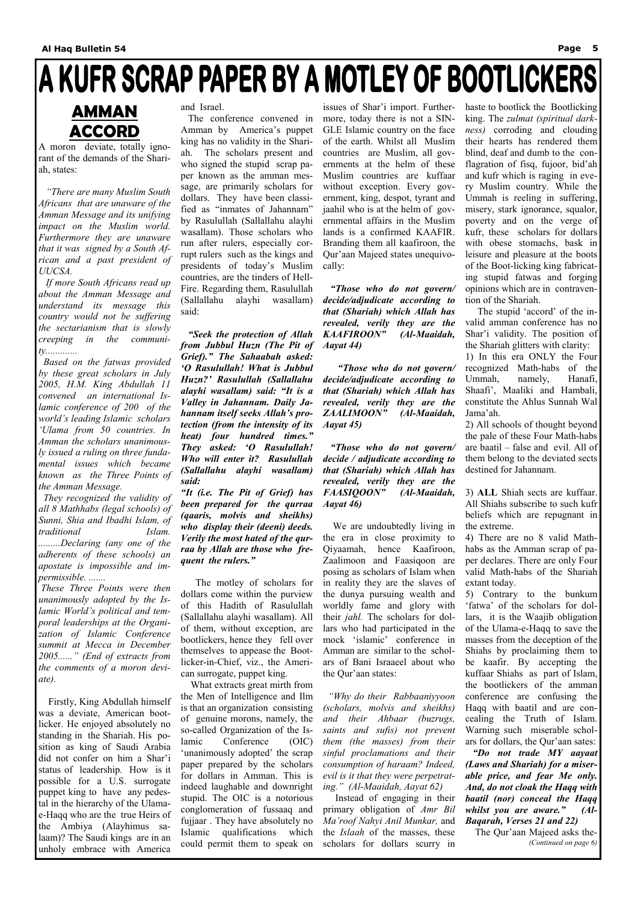# A KUFR SCRAP PAPER BY A MOTLEY OF BOOTLICKERS

## AMMAN ACCORD

A moron deviate, totally ignorant of the demands of the Shariah, states:

*"There are many Muslim South Africans that are unaware of the Amman Message and its unifying impact on the Muslim world. Furthermore they are unaware that it was signed by a South African and a past president of UUCSA.*

*If more South Africans read up about the Amman Message and understand its message this country would not be suffering the sectarianism that is slowly creeping in the community............*

*Based on the fatwas provided by these great scholars in July 2005, H.M. King Abdullah 11 convened an international Islamic conference of 200 of the world's leading Islamic scholars 'Ulama from 50 countries. In Amman the scholars unanimously issued a ruling on three fundamental issues which became known as the Three Points of the Amman Message.*

*They recognized the validity of all 8 Mathhabs (legal schools) of Sunni, Shia and Ibadhi Islam, of traditional Islam. .........Declaring (any one of the adherents of these schools) an apostate is impossible and impermissible. .......*

*These Three Points were then unanimously adopted by the Islamic World's political and temporal leaderships at the Organization of Islamic Conference summit at Mecca in December 2005......" (End of extracts from the comments of a moron deviate).*

Firstly, King Abdullah himself was a deviate, American bootlicker. He enjoyed absolutely no standing in the Shariah. His position as king of Saudi Arabia did not confer on him a Shar'i status of leadership. How is it possible for a U.S. surrogate puppet king to have any pedestal in the hierarchy of the Ulama-e-Haqq who are the true Heirs of the Ambiya (Alayhimus salaam)? The Saudi kings are in an unholy embrace with America and Israel.

The conference convened in Amman by America's puppet king has no validity in the Shariah. The scholars present and who signed the stupid scrap paper known as the amman message, are primarily scholars for dollars. They have been classified as "inmates of Jahannam" by Rasulullah (Sallallahu alayhi wasallam). Those scholars who run after rulers, especially corrupt rulers such as the kings and presidents of today's Muslim countries, are the tinders of Hell-Fire. Regarding them, Rasulullah (Sallallahu alayhi wasallam) said:

***"Seek the protection of Allah from Jubbul Huzn (The Pit of Grief)." The Sahaabah asked: 'O Rasulullah! What is Jubbul Huzn?' Rasulullah (Sallallahu alayhi wasallam) said: "It is a Valley in Jahannam. Daily Jahannam itself seeks Allah's protection (from the intensity of its heat) four hundred times." They asked: 'O Rasulullah! Who will enter it? Rasulullah (Sallallahu alayhi wasallam) said:***

***"It (i.e. The Pit of Grief) has been prepared for the qurraa (qaaris, molvis and sheikhs) who display their (deeni) deeds. Verily the most hated of the qurraa by Allah are those who frequent the rulers."***

The motley of scholars for dollars come within the purview of this Hadith of Rasulullah (Sallallahu alayhi wasallam). All of them, without exception, are bootlickers, hence they fell over themselves to appease the Bootlicker-in-Chief, viz., the American surrogate, puppet king.

What extracts great mirth from the Men of Intelligence and Ilm is that an organization consisting of genuine morons, namely, the so-called Organization of the Islamic Conference (OIC) 'unanimously adopted' the scrap paper prepared by the scholars for dollars in Amman. This is indeed laughable and downright stupid. The OIC is a notorious conglomeration of fussaaq and fujjaar . They have absolutely no Islamic qualifications which could permit them to speak on issues of Shar'i import. Furthermore, today there is not a SINGLE Islamic country on the face of the earth. Whilst all Muslim countries are Muslim, all governments at the helm of these Muslim countries are kuffaar without exception. Every government, king, despot, tyrant and jaahil who is at the helm of governmental affairs in the Muslim lands is a confirmed KAAFIR. Branding them all kaafiroon, the Qur'aan Majeed states unequivocally:

***"Those who do not govern/decide/adjudicate according to that (Shariah) which Allah has revealed, verily they are the KAAFIROON" (Al-Maaidah, Aayat 44)***

***"Those who do not govern/decide/adjudicate according to that (Shariah) which Allah has revealed, verily they are the ZAALIMOON" (Al-Maaidah, Aayat 45)***

***"Those who do not govern/decide / adjudicate according to that (Shariah) which Allah has revealed, verily they are the FAASIQOON" (Al-Maaidah, Aayat 46)***

We are undoubtedly living in the era in close proximity to Qiyaamah, hence Kaafiroon, Zaalimoon and Faasiqoon are posing as scholars of Islam when in reality they are the slaves of the dunya pursuing wealth and worldly fame and glory with their *jahl.* The scholars for dollars who had participated in the mock 'islamic' conference in Amman are similar to the scholars of Bani Israaeel about who the Qur'aan states:

*"Why do their Rabbaaniyyoon (scholars, molvis and sheikhs) and their Ahbaar (buzrugs, saints and sufis) not prevent them (the masses) from their sinful proclamations and their consumption of haraam? Indeed, evil is it that they were perpetrating." (Al-Maaidah, Aayat 62)*

Instead of engaging in their primary obligation of *Amr Bil Ma'roof Nahyi Anil Munkar,* and the *Islaah* of the masses, these scholars for dollars scurry in haste to bootlick the Bootlicking king. The *zulmat (spiritual darkness)* corroding and clouding their hearts has rendered them blind, deaf and dumb to the conflagration of fisq, fujoor, bid'ah and kufr which is raging in every Muslim country. While the Ummah is reeling in suffering, misery, stark ignorance, squalor, poverty and on the verge of kufr, these scholars for dollars with obese stomachs, bask in leisure and pleasure at the boots of the Boot-licking king fabricating stupid fatwas and forging opinions which are in contravention of the Shariah.

The stupid 'accord' of the invalid amman conference has no Shar'i validity. The position of the Shariah glitters with clarity:

1) In this era ONLY the Four recognized Math-habs of the Ummah, namely, Hanafi, Shaafi', Maaliki and Hambali, constitute the Ahlus Sunnah Wal Jama'ah.

2) All schools of thought beyond the pale of these Four Math-habs are baatil – false and evil. All of them belong to the deviated sects destined for Jahannam.

3) **ALL** Shiah sects are kuffaar. All Shiahs subscribe to such kufr beliefs which are repugnant in the extreme.

4) There are no 8 valid Math-habs as the Amman scrap of paper declares. There are only Four valid Math-habs of the Shariah extant today.

5) Contrary to the bunkum 'fatwa' of the scholars for dollars, it is the Waajib obligation of the Ulama-e-Haqq to save the masses from the deception of the Shiahs by proclaiming them to be kaafir. By accepting the kuffaar Shiahs as part of Islam, the bootlickers of the amman conference are confusing the Haqq with baatil and are concealing the Truth of Islam. Warning such miserable scholars for dollars, the Qur'aan sates:

***"Do not trade MY aayaat (Laws and Shariah) for a miserable price, and fear Me only. And, do not cloak the Haqq with baatil (nor) conceal the Haqq whilst you are aware." (Al-Baqarah, Verses 21 and 22)***

The Qur'aan Majeed asks the-

*(Continued on page 6)*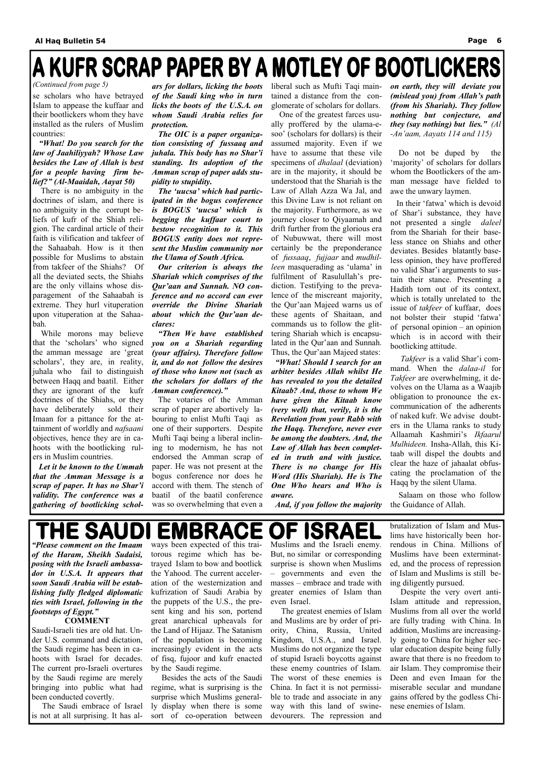# A KUFR SCRAP PAPER BY A MOTLEY OF BOOTLICKERS

*(Continued from page 5)*

se scholars who have betrayed Islam to appease the kuffaar and their bootlickers whom they have installed as the rulers of Muslim countries:

***"What! Do you search for the law of Jaahiliyyah? Whose Law besides the Law of Allah is best for a people having firm belief?" (Al-Maaidah, Aayat 50)***

There is no ambiguity in the doctrines of islam, and there is no ambiguity in the corrupt beliefs of kufr of the Shiah religion. The cardinal article of their faith is vilification and takfeer of the Sahaabah. How is it then possible for Muslims to abstain from takfeer of the Shiahs? Of all the deviated sects, the Shiahs are the only villains whose disparagement of the Sahaabah is extreme. They hurl vituperation upon vituperation at the Sahaabah.

While morons may believe that the 'scholars' who signed the amman message are 'great scholars', they are, in reality, juhala who fail to distinguish between Haqq and baatil. Either they are ignorant of the kufr doctrines of the Shiahs, or they have deliberately sold their Imaan for a pittance for the attainment of worldly and *nafsaani* objectives, hence they are in cahoots with the bootlicking rulers in Muslim countries.

***Let it be known to the Ummah that the Amman Message is a scrap of paper. It has no Shar'i validity. The conference was a gathering of bootlicking scholars for dollars, licking the boots of the Saudi king who in turn licks the boots of the U.S.A. on whom Saudi Arabia relies for protection.***

***The OIC is a paper organization consisting of fussaaq and juhala. This body has no Shar'i standing. Its adoption of the Amman scrap of paper adds stupidity to stupidity.***

***The 'uucsa' which had participated in the bogus conference is BOGUS 'uucsa' which is begging the kuffaar court to bestow recognition to it. This BOGUS entity does not represent the Muslim community nor the Ulama of South Africa.***

***Our criterion is always the Shariah which comprises of the Qur'aan and Sunnah. NO conference and no accord can ever override the Divine Shariah about which the Qur'aan declares:***

***"Then We have established you on a Shariah regarding (your affairs). Therefore follow it, and do not follow the desires of those who know not (such as the scholars for dollars of the Amman conference)."***

The votaries of the Amman scrap of paper are abortively labouring to enlist Mufti Taqi as one of their supporters. Despite Mufti Taqi being a liberal inclining to modernism, he has not endorsed the Amman scrap of paper. He was not present at the bogus conference nor does he accord with them. The stench of baatil of the baatil conference was so overwhelming that even a liberal such as Mufti Taqi maintained a distance from the conglomerate of scholars for dollars.

One of the greatest farces usually proffered by the ulama-e-soo' (scholars for dollars) is their assumed majority. Even if we have to assume that these vile specimens of *dhalaal* (deviation) are in the majority, it should be understood that the Shariah is the Law of Allah Azza Wa Jal, and this Divine Law is not reliant on the majority. Furthermore, as we journey closer to Qiyaamah and drift further from the glorious era of Nubuwwat, there will most certainly be the preponderance of *fussaaq*, *fujjaar* and *mudhilleen* masquerading as 'ulama' in fulfilment of Rasulullah's prediction. Testifying to the prevalence of the miscreant majority, the Qur'aan Majeed warns us of these agents of Shaitaan, and commands us to follow the glittering Shariah which is encapsulated in the Qur'aan and Sunnah. Thus, the Qur'aan Majeed states:

***"What! Should I search for an arbiter besides Allah whilst He has revealed to you the detailed Kitaab? And, those to whom We have given the Kitaab know (very well) that, verily, it is the Revelation from your Rabb with the Haqq. Therefore, never ever be among the doubters. And, the Law of Allah has been completed in truth and with justice. There is no change for His Word (His Shariah). He is The One Who hears and Who is aware.***

***And, if you follow the majority on earth, they will deviate you (mislead you) from Allah's path (from his Shariah). They follow nothing but conjecture, and they (say nothing) but lies."*** *(Al-An'aam, Aayats 114 and 115)*

Do not be duped by the 'majority' of scholars for dollars whom the Bootlickers of the amman message have fielded to awe the unwary laymen.

In their 'fatwa' which is devoid of Shar'i substance, they have not presented a single *daleel* from the Shariah for their baseless stance on Shiahs and other deviates. Besides blatantly baseless opinion, they have proffered no valid Shar'i arguments to sustain their stance. Presenting a Hadith torn out of its context, which is totally unrelated to the issue of *takfeer* of kuffaar, does not bolster their stupid 'fatwa' of personal opinion – an opinion which is in accord with their bootlicking attitude.

*Takfeer* is a valid Shar'i command. When the *dalaa-il* for *Takfeer* are overwhelming, it devolves on the Ulama as a Waajib obligation to pronounce the excommunication of the adherents of naked kufr. We advise doubters in the Ulama ranks to study Allaamah Kashmiri's *Ikfaarul Mulhideen.* Insha-Allah, this Kitaab will dispel the doubts and clear the haze of jahaalat obfuscating the proclamation of the Haqq by the silent Ulama.

Salaam on those who follow the Guidance of Allah.

# THE SAUDI EMBRACE OF ISRAEL

***"Please comment on the Imaam of the Haram, Sheikh Sudaisi, posing with the Israeli ambassador in U.S.A. It appears that soon Saudi Arabia will be establishing fully fledged diplomatic ties with Israel, following in the footsteps of Egypt."***

**COMMENT**

Saudi-Israeli ties are old hat. Under U.S. command and dictation, the Saudi regime has been in cahoots with Israel for decades. The current pro-Israeli overtures by the Saudi regime are merely bringing into public what had been conducted covertly.

The Saudi embrace of Israel is not at all surprising. It has always been expected of this traitorous regime which has betrayed Islam to bow and bootlick the Yahood. The current acceleration of the westernization and kufrization of Saudi Arabia by the puppets of the U.S., the present king and his son, portend great anarchical upheavals for the Land of Hijaaz. The Satanism of the population is becoming increasingly evident in the acts of fisq, fujoor and kufr enacted by the Saudi regime.

Besides the acts of the Saudi regime, what is surprising is the surprise which Muslims generally display when there is some sort of co-operation between Muslims and the Israeli enemy. But, no similar or corresponding surprise is shown when Muslims – governments and even the masses – embrace and trade with greater enemies of Islam than even Israel.

The greatest enemies of Islam and Muslims are by order of priority, China, Russia, United Kingdom, U.S.A., and Israel. Muslims do not organize the type of stupid Israeli boycotts against these enemy countries of Islam. The worst of these enemies is China. In fact it is not permissible to trade and associate in any way with this land of swine-devourers. The repression and brutalization of Islam and Muslims have historically been horrendous in China. Millions of Muslims have been exterminated, and the process of repression of Islam and Muslims is still being diligently pursued.

Despite the very overt anti-Islam attitude and repression, Muslims from all over the world are fully trading with China. In addition, Muslims are increasingly going to China for higher secular education despite being fully aware that there is no freedom to air Islam. They compromise their Deen and even Imaan for the miserable secular and mundane gains offered by the godless Chinese enemies of Islam.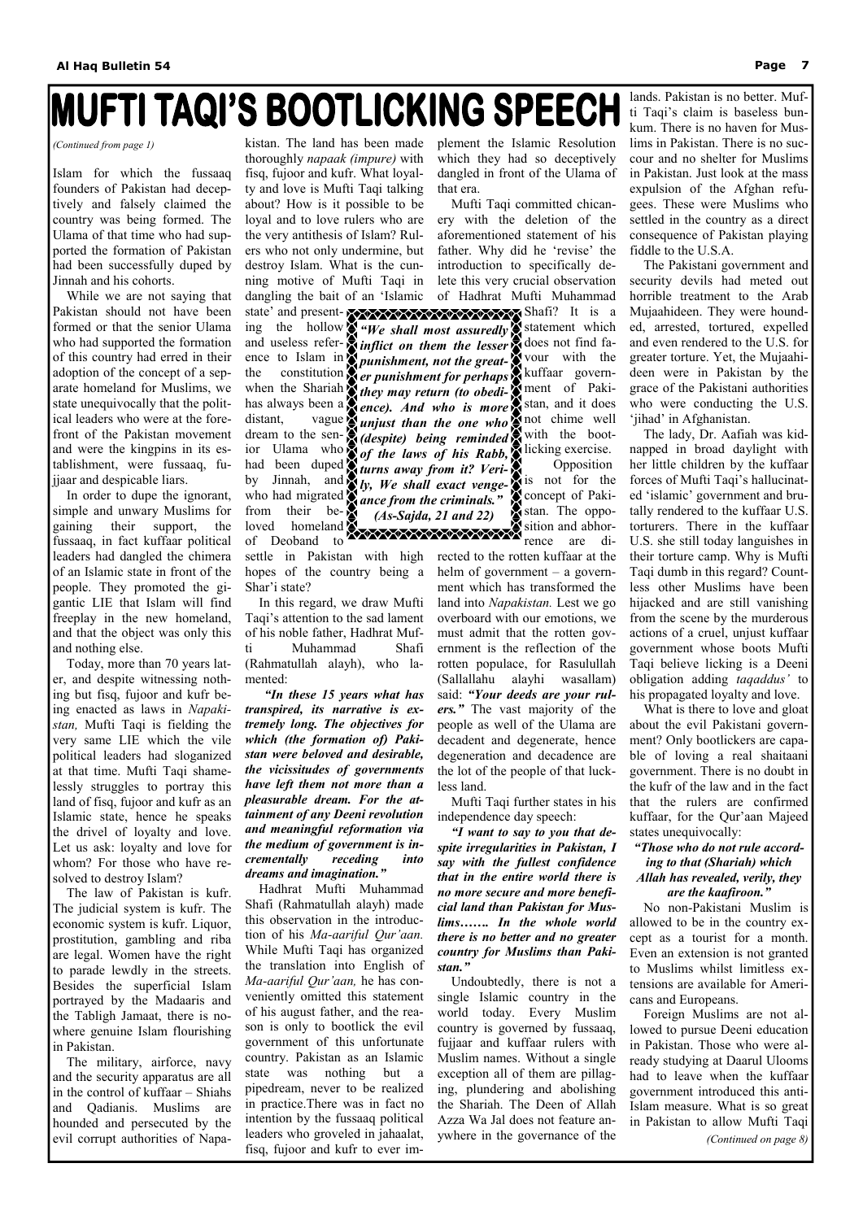# MUFTI TAQI'S BOOTLICKING SPEECH

*(Continued from page 1)*

Islam for which the fussaaq founders of Pakistan had deceptively and falsely claimed the country was being formed. The Ulama of that time who had supported the formation of Pakistan had been successfully duped by Jinnah and his cohorts.

While we are not saying that Pakistan should not have been formed or that the senior Ulama who had supported the formation of this country had erred in their adoption of the concept of a separate homeland for Muslims, we state unequivocally that the political leaders who were at the forefront of the Pakistan movement and were the kingpins in its establishment, were fussaaq, fujjaar and despicable liars.

In order to dupe the ignorant, simple and unwary Muslims for gaining their support, the fussaaq, in fact kuffaar political leaders had dangled the chimera of an Islamic state in front of the people. They promoted the gigantic LIE that Islam will find freeplay in the new homeland, and that the object was only this and nothing else.

Today, more than 70 years later, and despite witnessing nothing but fisq, fujoor and kufr being enacted as laws in *Napakistan,* Mufti Taqi is fielding the very same LIE which the vile political leaders had sloganized at that time. Mufti Taqi shamelessly struggles to portray this land of fisq, fujoor and kufr as an Islamic state, hence he speaks the drivel of loyalty and love. Let us ask: loyalty and love for whom? For those who have resolved to destroy Islam?

The law of Pakistan is kufr. The judicial system is kufr. The economic system is kufr. Liquor, prostitution, gambling and riba are legal. Women have the right to parade lewdly in the streets. Besides the superficial Islam portrayed by the Madaaris and the Tabligh Jamaat, there is nowhere genuine Islam flourishing in Pakistan.

The military, airforce, navy and the security apparatus are all in the control of kuffaar – Shiahs and Qadianis. Muslims are hounded and persecuted by the evil corrupt authorities of Napakistan. The land has been made thoroughly *napaak (impure)* with fisq, fujoor and kufr. What loyalty and love is Mufti Taqi talking about? How is it possible to be loyal and to love rulers who are the very antithesis of Islam? Rulers who not only undermine, but destroy Islam. What is the cunning motive of Mufti Taqi in dangling the bait of an 'Islamic state' and presenting the hollow and useless reference to Islam in the constitution when the Shariah has always been a distant, vague dream to the senior Ulama who had been duped by Jinnah, and who had migrated from their beloved homeland of Deoband to settle in Pakistan with high hopes of the country being a Shar'i state?

> ***"We shall most assuredly inflict on them the lesser punishment, not the greater punishment for perhaps they may return (to obedience). And who is more unjust than the one who (despite) being reminded of the laws of his Rabb, turns away from it? Verily, We shall exact vengeance from the criminals." (As-Sajda, 21 and 22)***

In this regard, we draw Mufti Taqi's attention to the sad lament of his noble father, Hadhrat Mufti Muhammad Shafi (Rahmatullah alayh), who lamented:

***"In these 15 years what has transpired, its narrative is extremely long. The objectives for which (the formation of) Pakistan were beloved and desirable, the vicissitudes of governments have left them not more than a pleasurable dream. For the attainment of any Deeni revolution and meaningful reformation via the medium of government is incrementally receding into dreams and imagination."***

Hadhrat Mufti Muhammad Shafi (Rahmatullah alayh) made this observation in the introduction of his *Ma-aariful Qur'aan.* While Mufti Taqi has organized the translation into English of *Ma-aariful Qur'aan,* he has conveniently omitted this statement of his august father, and the reason is only to bootlick the evil government of this unfortunate country. Pakistan as an Islamic state was nothing but a pipedream, never to be realized in practice.There was in fact no intention by the fussaaq political leaders who groveled in jahaalat, fisq, fujoor and kufr to ever implement the Islamic Resolution which they had so deceptively dangled in front of the Ulama of that era.

Mufti Taqi committed chicanery with the deletion of the aforementioned statement of his father. Why did he 'revise' the introduction to specifically delete this very crucial observation of Hadhrat Mufti Muhammad Shafi? It is a statement which does not find favour with the kuffaar government of Pakistan, and it does not chime well with the bootlicking exercise.

Opposition is not for the concept of Pakistan. The opposition and abhorrence are directed to the rotten kuffaar at the helm of government – a government which has transformed the land into *Napakistan.* Lest we go overboard with our emotions, we must admit that the rotten government is the reflection of the rotten populace, for Rasulullah (Sallallahu alayhi wasallam) said: ***"Your deeds are your rulers."*** The vast majority of the people as well of the Ulama are decadent and degenerate, hence degeneration and decadence are the lot of the people of that luckless land.

Mufti Taqi further states in his independence day speech:

***"I want to say to you that despite irregularities in Pakistan, I say with the fullest confidence that in the entire world there is no more secure and more beneficial land than Pakistan for Muslims……. In the whole world there is no better and no greater country for Muslims than Pakistan."***

Undoubtedly, there is not a single Islamic country in the world today. Every Muslim country is governed by fussaaq, fujjaar and kuffaar rulers with Muslim names. Without a single exception all of them are pillaging, plundering and abolishing the Shariah. The Deen of Allah Azza Wa Jal does not feature anywhere in the governance of the lands. Pakistan is no better. Mufti Taqi's claim is baseless bunkum. There is no haven for Muslims in Pakistan. There is no succour and no shelter for Muslims in Pakistan. Just look at the mass expulsion of the Afghan refugees. These were Muslims who settled in the country as a direct consequence of Pakistan playing fiddle to the U.S.A.

The Pakistani government and security devils had meted out horrible treatment to the Arab Mujaahideen. They were hounded, arrested, tortured, expelled and even rendered to the U.S. for greater torture. Yet, the Mujaahideen were in Pakistan by the grace of the Pakistani authorities who were conducting the U.S. 'jihad' in Afghanistan.

The lady, Dr. Aafiah was kidnapped in broad daylight with her little children by the kuffaar forces of Mufti Taqi's hallucinated 'islamic' government and brutally rendered to the kuffaar U.S. torturers. There in the kuffaar U.S. she still today languishes in their torture camp. Why is Mufti Taqi dumb in this regard? Countless other Muslims have been hijacked and are still vanishing from the scene by the murderous actions of a cruel, unjust kuffaar government whose boots Mufti Taqi believe licking is a Deeni obligation adding *taqaddus'* to his propagated loyalty and love.

What is there to love and gloat about the evil Pakistani government? Only bootlickers are capable of loving a real shaitaani government. There is no doubt in the kufr of the law and in the fact that the rulers are confirmed kuffaar, for the Qur'aan Majeed states unequivocally:

***"Those who do not rule according to that (Shariah) which Allah has revealed, verily, they are the kaafiroon."***

No non-Pakistani Muslim is allowed to be in the country except as a tourist for a month. Even an extension is not granted to Muslims whilst limitless extensions are available for Americans and Europeans.

Foreign Muslims are not allowed to pursue Deeni education in Pakistan. Those who were already studying at Daarul Ulooms had to leave when the kuffaar government introduced this anti-Islam measure. What is so great in Pakistan to allow Mufti Taqi

*(Continued on page 8)*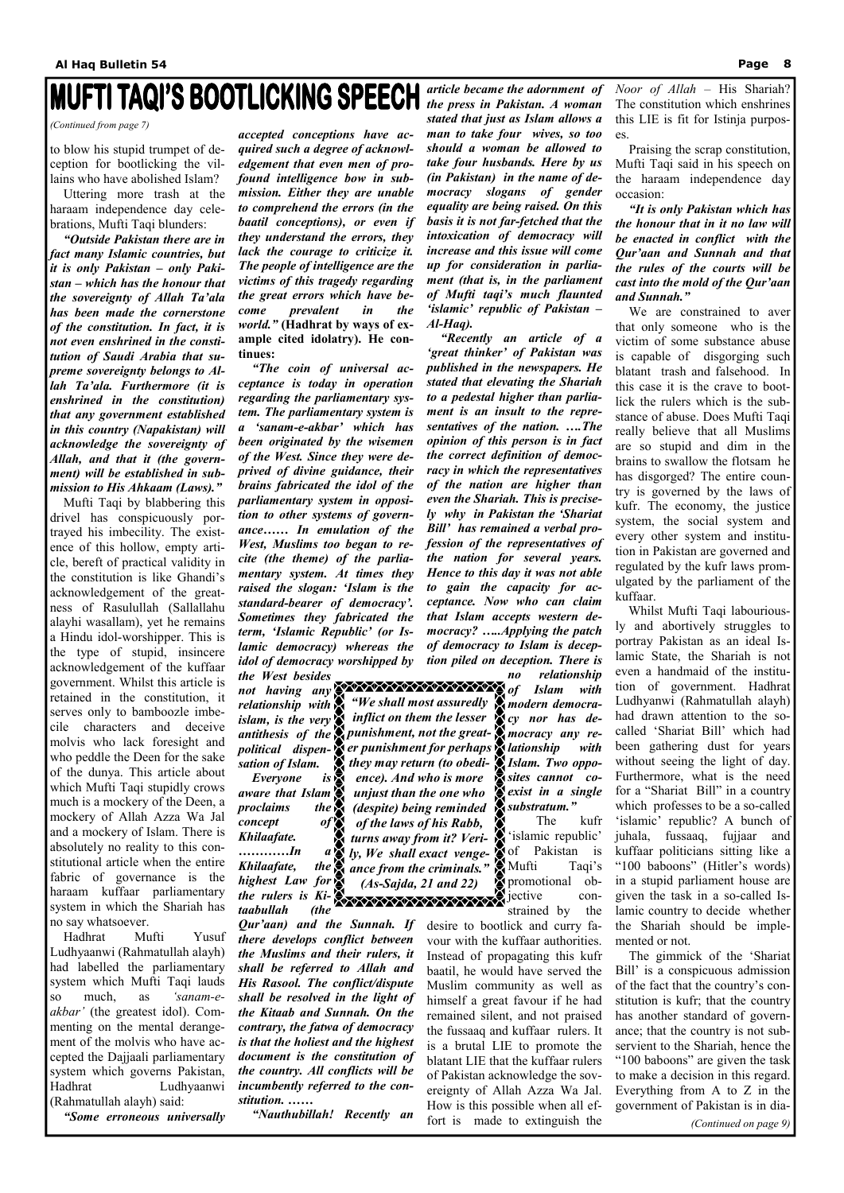# MUFTI TAQI'S BOOTLICKING SPEECH

*(Continued from page 7)*

to blow his stupid trumpet of deception for bootlicking the villains who have abolished Islam?

Uttering more trash at the haraam independence day celebrations, Mufti Taqi blunders:

***"Outside Pakistan there are in fact many Islamic countries, but it is only Pakistan – only Pakistan – which has the honour that the sovereignty of Allah Ta'ala has been made the cornerstone of the constitution. In fact, it is not even enshrined in the constitution of Saudi Arabia that supreme sovereignty belongs to Allah Ta'ala. Furthermore (it is enshrined in the constitution) that any government established in this country (Napakistan) will acknowledge the sovereignty of Allah, and that it (the government) will be established in submission to His Ahkaam (Laws)."***

Mufti Taqi by blabbering this drivel has conspicuously portrayed his imbecility. The existence of this hollow, empty article, bereft of practical validity in the constitution is like Ghandi's acknowledgement of the greatness of Rasulullah (Sallallahu alayhi wasallam), yet he remains a Hindu idol-worshipper. This is the type of stupid, insincere acknowledgement of the kuffaar government. Whilst this article is retained in the constitution, it serves only to bamboozle imbecile characters and deceive molvis who lack foresight and who peddle the Deen for the sake of the dunya. This article about which Mufti Taqi stupidly crows much is a mockery of the Deen, a mockery of Allah Azza Wa Jal and a mockery of Islam. There is absolutely no reality to this constitutional article when the entire fabric of governance is the haraam kuffaar parliamentary system in which the Shariah has no say whatsoever.

Hadhrat Mufti Yusuf Ludhyaanwi (Rahmatullah alayh) had labelled the parliamentary system which Mufti Taqi lauds so much, as *'sanam-e-akbar'* (the greatest idol). Commenting on the mental derangement of the molvis who have accepted the Dajjaali parliamentary system which governs Pakistan, Hadhrat Ludhyaanwi (Rahmatullah alayh) said:

***"Some erroneous universally accepted conceptions have acquired such a degree of acknowledgement that even men of profound intelligence bow in submission. Either they are unable to comprehend the errors (in the baatil conceptions), or even if they understand the errors, they lack the courage to criticize it. The people of intelligence are the victims of this tragedy regarding the great errors which have become prevalent in the world."*** **(Hadhrat by ways of example cited idolatry). He continues:**

***"The coin of universal acceptance is today in operation regarding the parliamentary system. The parliamentary system is a 'sanam-e-akbar' which has been originated by the wisemen of the West. Since they were deprived of divine guidance, their brains fabricated the idol of the parliamentary system in opposition to other systems of governance…… In emulation of the West, Muslims too began to recite (the theme) of the parliamentary system. At times they raised the slogan: 'Islam is the standard-bearer of democracy'. Sometimes they fabricated the term, 'Islamic Republic' (or Islamic democracy) whereas the idol of democracy worshipped by the West besides not having any relationship with islam, is the very antithesis of the political dispensation of Islam.***

***Everyone is aware that Islam proclaims the concept of Khilaafate. …………In a Khilaafate, the highest Law for the rulers is Kitaabullah (the Qur'aan) and the Sunnah. If there develops conflict between the Muslims and their rulers, it shall be referred to Allah and His Rasool. The conflict/dispute shall be resolved in the light of the Kitaab and Sunnah. On the contrary, the fatwa of democracy is that the holiest and the highest document is the constitution of the country. All conflicts will be incumbently referred to the constitution. ……***

***"Nauthubillah! Recently an article became the adornment of the press in Pakistan. A woman stated that just as Islam allows a man to take four wives, so too should a woman be allowed to take four husbands. Here by us (in Pakistan) in the name of democracy slogans of gender equality are being raised. On this basis it is not far-fetched that the intoxication of democracy will increase and this issue will come up for consideration in parliament (that is, in the parliament of Mufti taqi's much flaunted 'islamic' republic of Pakistan – Al-Haq).***

***"Recently an article of a 'great thinker' of Pakistan was published in the newspapers. He stated that elevating the Shariah to a pedestal higher than parliament is an insult to the representatives of the nation. ….The opinion of this person is in fact the correct definition of democracy in which the representatives of the nation are higher than even the Shariah. This is precisely why in Pakistan the 'Shariat Bill' has remained a verbal profession of the representatives of the nation for several years. Hence to this day it was not able to gain the capacity for acceptance. Now who can claim that Islam accepts western democracy? …..Applying the patch of democracy to Islam is deception piled on deception. There is no relationship of Islam with modern democracy nor has democracy any relationship with Islam. Two opposites cannot coexist in a single substratum."***

> ***"We shall most assuredly inflict on them the lesser punishment, not the greater punishment for perhaps they may return (to obedience). And who is more unjust than the one who (despite) being reminded of the laws of his Rabb, turns away from it? Verily, We shall exact vengeance from the criminals." (As-Sajda, 21 and 22)***

The kufr 'islamic republic' of Pakistan is Mufti Taqi's promotional objective constrained by the desire to bootlick and curry favour with the kuffaar authorities. Instead of propagating this kufr baatil, he would have served the Muslim community as well as himself a great favour if he had remained silent, and not praised the fussaaq and kuffaar rulers. It is a brutal LIE to promote the blatant LIE that the kuffaar rulers of Pakistan acknowledge the sovereignty of Allah Azza Wa Jal. How is this possible when all effort is made to extinguish the *Noor of Allah* – His Shariah? The constitution which enshrines this LIE is fit for Istinja purposes.

Praising the scrap constitution, Mufti Taqi said in his speech on the haraam independence day occasion:

***"It is only Pakistan which has the honour that in it no law will be enacted in conflict with the Qur'aan and Sunnah and that the rules of the courts will be cast into the mold of the Qur'aan and Sunnah."***

We are constrained to aver that only someone who is the victim of some substance abuse is capable of disgorging such blatant trash and falsehood. In this case it is the crave to bootlick the rulers which is the substance of abuse. Does Mufti Taqi really believe that all Muslims are so stupid and dim in the brains to swallow the flotsam he has disgorged? The entire country is governed by the laws of kufr. The economy, the justice system, the social system and every other system and institution in Pakistan are governed and regulated by the kufr laws promulgated by the parliament of the kuffaar.

Whilst Mufti Taqi labouriously and abortively struggles to portray Pakistan as an ideal Islamic State, the Shariah is not even a handmaid of the institution of government. Hadhrat Ludhyanwi (Rahmatullah alayh) had drawn attention to the so-called 'Shariat Bill' which had been gathering dust for years without seeing the light of day. Furthermore, what is the need for a "Shariat Bill" in a country which professes to be a so-called 'islamic' republic? A bunch of juhala, fussaaq, fujjaar and kuffaar politicians sitting like a "100 baboons" (Hitler's words) in a stupid parliament house are given the task in a so-called Islamic country to decide whether the Shariah should be implemented or not.

The gimmick of the 'Shariat Bill' is a conspicuous admission of the fact that the country's constitution is kufr; that the country has another standard of governance; that the country is not subservient to the Shariah, hence the "100 baboons" are given the task to make a decision in this regard. Everything from A to Z in the government of Pakistan is in dia-

*(Continued on page 9)*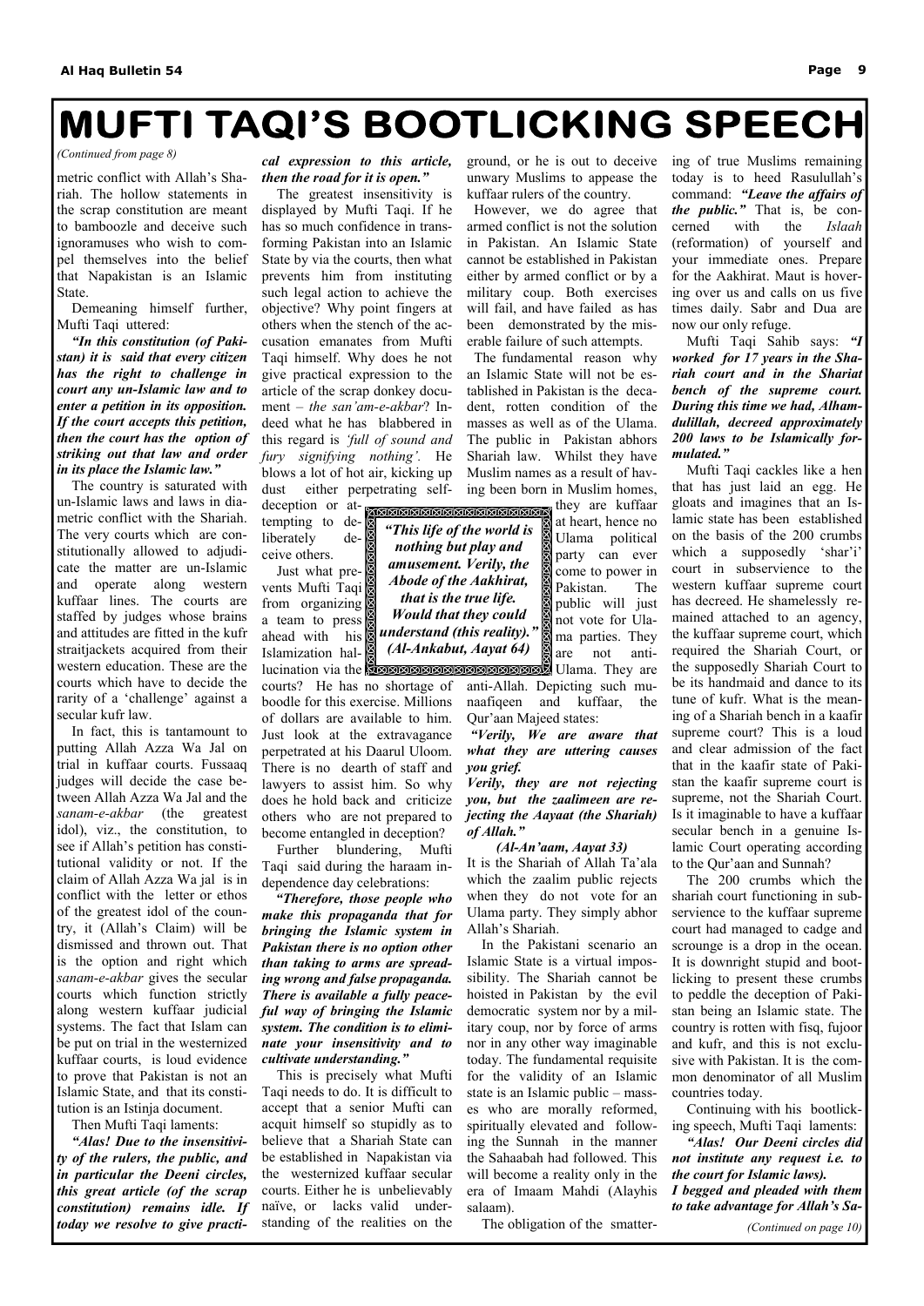# MUFTI TAQI'S BOOTLICKING SPEECH

*(Continued from page 8)*

metric conflict with Allah's Shariah. The hollow statements in the scrap constitution are meant to bamboozle and deceive such ignoramuses who wish to compel themselves into the belief that Napakistan is an Islamic State.

Demeaning himself further, Mufti Taqi uttered:

***"In this constitution (of Pakistan) it is said that every citizen has the right to challenge in court any un-Islamic law and to enter a petition in its opposition. If the court accepts this petition, then the court has the option of striking out that law and order in its place the Islamic law."***

The country is saturated with un-Islamic laws and laws in diametric conflict with the Shariah. The very courts which are constitutionally allowed to adjudicate the matter are un-Islamic and operate along western kuffaar lines. The courts are staffed by judges whose brains and attitudes are fitted in the kufr straitjackets acquired from their western education. These are the courts which have to decide the rarity of a 'challenge' against a secular kufr law.

In fact, this is tantamount to putting Allah Azza Wa Jal on trial in kuffaar courts. Fussaaq judges will decide the case between Allah Azza Wa Jal and the *sanam-e-akbar* (the greatest idol), viz., the constitution, to see if Allah's petition has constitutional validity or not. If the claim of Allah Azza Wa jal is in conflict with the letter or ethos of the greatest idol of the country, it (Allah's Claim) will be dismissed and thrown out. That is the option and right which *sanam-e-akbar* gives the secular courts which function strictly along western kuffaar judicial systems. The fact that Islam can be put on trial in the westernized kuffaar courts, is loud evidence to prove that Pakistan is not an Islamic State, and that its constitution is an Istinja document.

Then Mufti Taqi laments:

***"Alas! Due to the insensitivity of the rulers, the public, and in particular the Deeni circles, this great article (of the scrap constitution) remains idle. If today we resolve to give practical expression to this article, then the road for it is open."***

The greatest insensitivity is displayed by Mufti Taqi. If he has so much confidence in transforming Pakistan into an Islamic State by via the courts, then what prevents him from instituting such legal action to achieve the objective? Why point fingers at others when the stench of the accusation emanates from Mufti Taqi himself. Why does he not give practical expression to the article of the scrap donkey document – *the san'am-e-akbar*? Indeed what he has blabbered in this regard is *'full of sound and fury signifying nothing'*. He blows a lot of hot air, kicking up dust either perpetrating self-deception or attempting to deliberately deceive others.

Just what prevents Mufti Taqi from organizing a team to press ahead with his Islamization hallucination via the courts? He has no shortage of boodle for this exercise. Millions of dollars are available to him. Just look at the extravagance perpetrated at his Daarul Uloom. There is no dearth of staff and lawyers to assist him. So why does he hold back and criticize others who are not prepared to become entangled in deception?

Further blundering, Mufti Taqi said during the haraam independence day celebrations:

***"Therefore, those people who make this propaganda that for bringing the Islamic system in Pakistan there is no option other than taking to arms are spreading wrong and false propaganda. There is available a fully peaceful way of bringing the Islamic system. The condition is to eliminate your insensitivity and to cultivate understanding."***

This is precisely what Mufti Taqi needs to do. It is difficult to accept that a senior Mufti can acquit himself so stupidly as to believe that a Shariah State can be established in Napakistan via the westernized kuffaar secular courts. Either he is unbelievably naïve, or lacks valid understanding of the realities on the ground, or he is out to deceive unwary Muslims to appease the kuffaar rulers of the country.

However, we do agree that armed conflict is not the solution in Pakistan. An Islamic State cannot be established in Pakistan either by armed conflict or by a military coup. Both exercises will fail, and have failed as has been demonstrated by the miserable failure of such attempts.

The fundamental reason why an Islamic State will not be established in Pakistan is the decadent, rotten condition of the masses as well as of the Ulama. The public in Pakistan abhors Shariah law. Whilst they have Muslim names as a result of having been born in Muslim homes, they are kuffaar at heart, hence no Ulama political party can ever come to power in Pakistan. The public will just not vote for Ulama parties. They are not anti-Ulama. They are anti-Allah. Depicting such munaafiqeen and kuffaar, the Qur'aan Majeed states:

> ***"This life of the world is nothing but play and amusement. Verily, the Abode of the Aakhirat, that is the true life. Would that they could understand (this reality)." (Al-Ankabut, Aayat 64)***

***"Verily, We are aware that what they are uttering causes you grief.***

***Verily, they are not rejecting you, but the zaalimeen are rejecting the Aayaat (the Shariah) of Allah."***

***(Al-An'aam, Aayat 33)***

It is the Shariah of Allah Ta'ala which the zaalim public rejects when they do not vote for an Ulama party. They simply abhor Allah's Shariah.

In the Pakistani scenario an Islamic State is a virtual impossibility. The Shariah cannot be hoisted in Pakistan by the evil democratic system nor by a military coup, nor by force of arms nor in any other way imaginable today. The fundamental requisite for the validity of an Islamic state is an Islamic public – masses who are morally reformed, spiritually elevated and following the Sunnah in the manner the Sahaabah had followed. This will become a reality only in the era of Imaam Mahdi (Alayhis salaam).

The obligation of the smattering of true Muslims remaining today is to heed Rasulullah's command: ***"Leave the affairs of the public."*** That is, be concerned with the *Islaah* (reformation) of yourself and your immediate ones. Prepare for the Aakhirat. Maut is hovering over us and calls on us five times daily. Sabr and Dua are now our only refuge.

Mufti Taqi Sahib says: ***"I worked for 17 years in the Shariah court and in the Shariat bench of the supreme court. During this time we had, Alhamdulillah, decreed approximately 200 laws to be Islamically formulated."***

Mufti Taqi cackles like a hen that has just laid an egg. He gloats and imagines that an Islamic state has been established on the basis of the 200 crumbs which a supposedly 'shar'i' court in subservience to the western kuffaar supreme court has decreed. He shamelessly remained attached to an agency, the kuffaar supreme court, which required the Shariah Court, or the supposedly Shariah Court to be its handmaid and dance to its tune of kufr. What is the meaning of a Shariah bench in a kaafir supreme court? This is a loud and clear admission of the fact that in the kaafir state of Pakistan the kaafir supreme court is supreme, not the Shariah Court. Is it imaginable to have a kuffaar secular bench in a genuine Islamic Court operating according to the Qur'aan and Sunnah?

The 200 crumbs which the shariah court functioning in subservience to the kuffaar supreme court had managed to cadge and scrounge is a drop in the ocean. It is downright stupid and bootlicking to present these crumbs to peddle the deception of Pakistan being an Islamic state. The country is rotten with fisq, fujoor and kufr, and this is not exclusive with Pakistan. It is the common denominator of all Muslim countries today.

Continuing with his bootlicking speech, Mufti Taqi laments:

***"Alas! Our Deeni circles did not institute any request i.e. to the court for Islamic laws).***

***I begged and pleaded with them to take advantage for Allah's Sa-***

*(Continued on page 10)*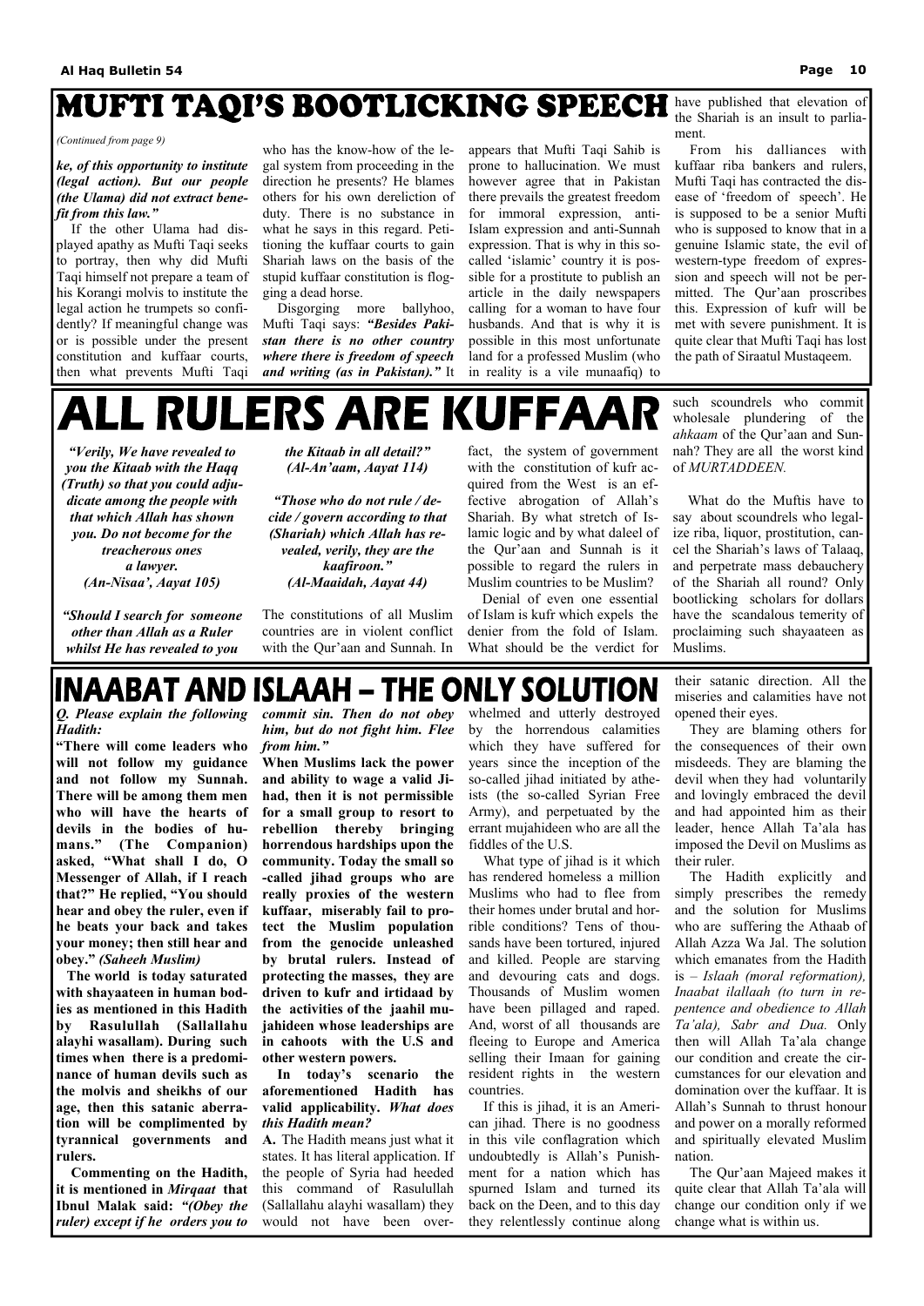# MUFTI TAQI'S BOOTLICKING SPEECH

*(Continued from page 9)*

***ke, of this opportunity to institute (legal action). But our people (the Ulama) did not extract benefit from this law."***

If the other Ulama had displayed apathy as Mufti Taqi seeks to portray, then why did Mufti Taqi himself not prepare a team of his Korangi molvis to institute the legal action he trumpets so confidently? If meaningful change was or is possible under the present constitution and kuffaar courts, then what prevents Mufti Taqi who has the know-how of the legal system from proceeding in the direction he presents? He blames others for his own dereliction of duty. There is no substance in what he says in this regard. Petitioning the kuffaar courts to gain Shariah laws on the basis of the stupid kuffaar constitution is flogging a dead horse.

Disgorging more ballyhoo, Mufti Taqi says: ***"Besides Pakistan there is no other country where there is freedom of speech and writing (as in Pakistan)."*** It appears that Mufti Taqi Sahib is prone to hallucination. We must however agree that in Pakistan there prevails the greatest freedom for immoral expression, anti-Islam expression and anti-Sunnah expression. That is why in this so-called 'islamic' country it is possible for a prostitute to publish an article in the daily newspapers calling for a woman to have four husbands. And that is why it is possible in this most unfortunate land for a professed Muslim (who in reality is a vile munaafiq) to have published that elevation of the Shariah is an insult to parliament.

From his dalliances with kuffaar riba bankers and rulers, Mufti Taqi has contracted the disease of 'freedom of speech'. He is supposed to be a senior Mufti who is supposed to know that in a genuine Islamic state, the evil of western-type freedom of expression and speech will not be permitted. The Qur'aan proscribes this. Expression of kufr will be met with severe punishment. It is quite clear that Mufti Taqi has lost the path of Siraatul Mustaqeem.

# ALL RULERS ARE KUFFAAR

***"Verily, We have revealed to you the Kitaab with the Haqq (Truth) so that you could adjudicate among the people with that which Allah has shown you. Do not become for the treacherous ones a lawyer. (An-Nisaa', Aayat 105)***

***"Should I search for someone other than Allah as a Ruler whilst He has revealed to you the Kitaab in all detail?" (Al-An'aam, Aayat 114)***

***"Those who do not rule / decide / govern according to that (Shariah) which Allah has revealed, verily, they are the kaafiroon." (Al-Maaidah, Aayat 44)***

The constitutions of all Muslim countries are in violent conflict with the Qur'aan and Sunnah. In fact, the system of government with the constitution of kufr acquired from the West is an effective abrogation of Allah's Shariah. By what stretch of Islamic logic and by what daleel of the Qur'aan and Sunnah is it possible to regard the rulers in Muslim countries to be Muslim?

Denial of even one essential of Islam is kufr which expels the denier from the fold of Islam. What should be the verdict for such scoundrels who commit wholesale plundering of the *ahkaam* of the Qur'aan and Sunnah? They are all the worst kind of *MURTADDEEN.*

What do the Muftis have to say about scoundrels who legalize riba, liquor, prostitution, cancel the Shariah's laws of Talaaq, and perpetrate mass debauchery of the Shariah all round? Only bootlicking scholars for dollars have the scandalous temerity of proclaiming such shayaateen as Muslims.

# INAABAT AND ISLAAH – THE ONLY SOLUTION

***Q. Please explain the following Hadith:***

**"There will come leaders who will not follow my guidance and not follow my Sunnah. There will be among them men who will have the hearts of devils in the bodies of humans." (The Companion) asked, "What shall I do, O Messenger of Allah, if I reach that?" He replied, "You should hear and obey the ruler, even if he beats your back and takes your money; then still hear and obey."** ***(Saheeh Muslim)***

**The world is today saturated with shayaateen in human bodies as mentioned in this Hadith by Rasulullah (Sallallahu alayhi wasallam). During such times when there is a predominance of human devils such as the molvis and sheikhs of our age, then this satanic aberration will be complimented by tyrannical governments and rulers.**

**Commenting on the Hadith, it is mentioned in *Mirqaat* that Ibnul Malak said: *"(Obey the ruler) except if he orders you to commit sin. Then do not obey him, but do not fight him. Flee from him."***

**When Muslims lack the power and ability to wage a valid Jihad, then it is not permissible for a small group to resort to rebellion thereby bringing horrendous hardships upon the community. Today the small so-called jihad groups who are really proxies of the western kuffaar, miserably fail to protect the Muslim population from the genocide unleashed by brutal rulers. Instead of protecting the masses, they are driven to kufr and irtidaad by the activities of the jaahil mujahideen whose leaderships are in cahoots with the U.S and other western powers.**

**In today's scenario the aforementioned Hadith has valid applicability. *What does this Hadith mean?***

**A.** The Hadith means just what it states. It has literal application. If the people of Syria had heeded this command of Rasulullah (Sallallahu alayhi wasallam) they would not have been overwhelmed and utterly destroyed by the horrendous calamities which they have suffered for years since the inception of the so-called jihad initiated by atheists (the so-called Syrian Free Army), and perpetuated by the errant mujahideen who are all the fiddles of the U.S.

What type of jihad is it which has rendered homeless a million Muslims who had to flee from their homes under brutal and horrible conditions? Tens of thousands have been tortured, injured and killed. People are starving and devouring cats and dogs. Thousands of Muslim women have been pillaged and raped. And, worst of all thousands are fleeing to Europe and America selling their Imaan for gaining resident rights in the western countries.

If this is jihad, it is an American jihad. There is no goodness in this vile conflagration which undoubtedly is Allah's Punishment for a nation which has spurned Islam and turned its back on the Deen, and to this day they relentlessly continue along their satanic direction. All the miseries and calamities have not opened their eyes.

They are blaming others for the consequences of their own misdeeds. They are blaming the devil when they had voluntarily and lovingly embraced the devil and had appointed him as their leader, hence Allah Ta'ala has imposed the Devil on Muslims as their ruler.

The Hadith explicitly and simply prescribes the remedy and the solution for Muslims who are suffering the Athaab of Allah Azza Wa Jal. The solution which emanates from the Hadith is – *Islaah (moral reformation), Inaabat ilallaah (to turn in repentence and obedience to Allah Ta'ala), Sabr and Dua.* Only then will Allah Ta'ala change our condition and create the circumstances for our elevation and domination over the kuffaar. It is Allah's Sunnah to thrust honour and power on a morally reformed and spiritually elevated Muslim nation.

The Qur'aan Majeed makes it quite clear that Allah Ta'ala will change our condition only if we change what is within us.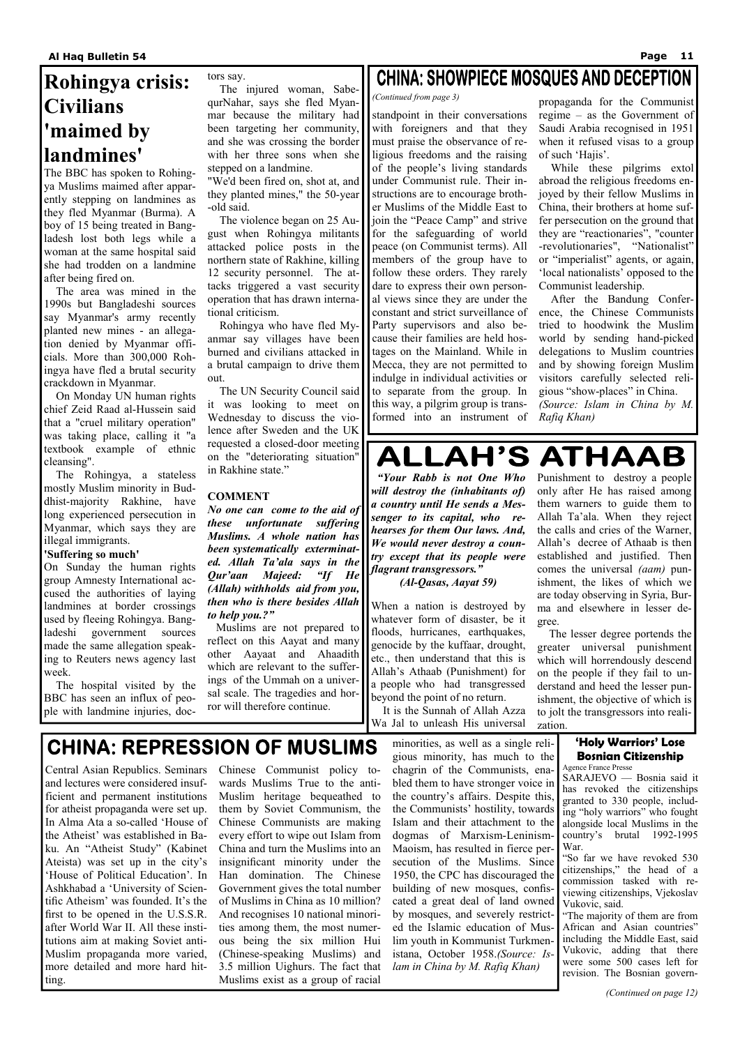# Rohingya crisis: Civilians 'maimed by landmines'

The BBC has spoken to Rohingya Muslims maimed after apparently stepping on landmines as they fled Myanmar (Burma). A boy of 15 being treated in Bangladesh lost both legs while a woman at the same hospital said she had trodden on a landmine after being fired on.

The area was mined in the 1990s but Bangladeshi sources say Myanmar's army recently planted new mines - an allegation denied by Myanmar officials. More than 300,000 Rohingya have fled a brutal security crackdown in Myanmar.

On Monday UN human rights chief Zeid Raad al-Hussein said that a "cruel military operation" was taking place, calling it "a textbook example of ethnic cleansing".

The Rohingya, a stateless mostly Muslim minority in Buddhist-majority Rakhine, have long experienced persecution in Myanmar, which says they are illegal immigrants.

**'Suffering so much'**

On Sunday the human rights group Amnesty International accused the authorities of laying landmines at border crossings used by fleeing Rohingya. Bangladeshi government sources made the same allegation speaking to Reuters news agency last week.

The hospital visited by the BBC has seen an influx of people with landmine injuries, doctors say.

The injured woman, SabequrNahar, says she fled Myanmar because the military had been targeting her community, and she was crossing the border with her three sons when she stepped on a landmine.

"We'd been fired on, shot at, and they planted mines," the 50-year-old said.

The violence began on 25 August when Rohingya militants attacked police posts in the northern state of Rakhine, killing 12 security personnel. The attacks triggered a vast security operation that has drawn international criticism.

Rohingya who have fled Myanmar say villages have been burned and civilians attacked in a brutal campaign to drive them out.

The UN Security Council said it was looking to meet on Wednesday to discuss the violence after Sweden and the UK requested a closed-door meeting on the "deteriorating situation" in Rakhine state."

**COMMENT**

***No one can come to the aid of these unfortunate suffering Muslims. A whole nation has been systematically exterminated. Allah Ta'ala says in the Qur'aan Majeed: "If He (Allah) withholds aid from you, then who is there besides Allah to help you.?"***

Muslims are not prepared to reflect on this Aayat and many other Aayaat and Ahaadith which are relevant to the sufferings of the Ummah on a universal scale. The tragedies and horror will therefore continue.

# CHINA: SHOWPIECE MOSQUES AND DECEPTION

*(Continued from page 3)*

standpoint in their conversations with foreigners and that they must praise the observance of religious freedoms and the raising of the people's living standards under Communist rule. Their instructions are to encourage brother Muslims of the Middle East to join the "Peace Camp" and strive for the safeguarding of world peace (on Communist terms). All members of the group have to follow these orders. They rarely dare to express their own personal views since they are under the constant and strict surveillance of Party supervisors and also because their families are held hostages on the Mainland. While in Mecca, they are not permitted to indulge in individual activities or to separate from the group. In this way, a pilgrim group is transformed into an instrument of propaganda for the Communist regime – as the Government of Saudi Arabia recognised in 1951 when it refused visas to a group of such 'Hajis'.

While these pilgrims extol abroad the religious freedoms enjoyed by their fellow Muslims in China, their brothers at home suffer persecution on the ground that they are "reactionaries", "counter-revolutionaries", "Nationalist" or "imperialist" agents, or again, 'local nationalists' opposed to the Communist leadership.

After the Bandung Conference, the Chinese Communists tried to hoodwink the Muslim world by sending hand-picked delegations to Muslim countries and by showing foreign Muslim visitors carefully selected religious "show-places" in China. *(Source: Islam in China by M. Rafiq Khan)*

# ALLAH'S ATHAAB

***"Your Rabb is not One Who will destroy the (inhabitants of) a country until He sends a Messenger to its capital, who rehearses for them Our laws. And, We would never destroy a country except that its people were flagrant transgressors."***

***(Al-Qasas, Aayat 59)***

When a nation is destroyed by whatever form of disaster, be it floods, hurricanes, earthquakes, genocide by the kuffaar, drought, etc., then understand that this is Allah's Athaab (Punishment) for a people who had transgressed beyond the point of no return.

It is the Sunnah of Allah Azza Wa Jal to unleash His universal Punishment to destroy a people only after He has raised among them warners to guide them to Allah Ta'ala. When they reject the calls and cries of the Warner, Allah's decree of Athaab is then established and justified. Then comes the universal *(aam)* punishment, the likes of which we are today observing in Syria, Burma and elsewhere in lesser degree.

The lesser degree portends the greater universal punishment which will horrendously descend on the people if they fail to understand and heed the lesser punishment, the objective of which is to jolt the transgressors into realization.

# CHINA: REPRESSION OF MUSLIMS

Central Asian Republics. Seminars and lectures were considered insufficient and permanent institutions for atheist propaganda were set up. In Alma Ata a so-called 'House of the Atheist' was established in Baku. An "Atheist Study" (Kabinet Ateista) was set up in the city's 'House of Political Education'. In Ashkhabad a 'University of Scientific Atheism' was founded. It's the first to be opened in the U.S.S.R. after World War II. All these institutions aim at making Soviet anti-Muslim propaganda more varied, more detailed and more hard hitting.

Chinese Communist policy towards Muslims True to the anti-Muslim heritage bequeathed to them by Soviet Communism, the Chinese Communists are making every effort to wipe out Islam from China and turn the Muslims into an insignificant minority under the Han domination. The Chinese Government gives the total number of Muslims in China as 10 million? And recognises 10 national minorities among them, the most numerous being the six million Hui (Chinese-speaking Muslims) and 3.5 million Uighurs. The fact that Muslims exist as a group of racial minorities, as well as a single religious minority, has much to the chagrin of the Communists, enabled them to have stronger voice in the country's affairs. Despite this, the Communists' hostility, towards Islam and their attachment to the dogmas of Marxism-Leninism-Maoism, has resulted in fierce persecution of the Muslims. Since 1950, the CPC has discouraged the building of new mosques, confiscated a great deal of land owned by mosques, and severely restricted the Islamic education of Muslim youth in Kommunist Turkmenistana, October 1958.*(Source: Islam in China by M. Rafiq Khan)*

### 'Holy Warriors' Lose Bosnian Citizenship

Agence France Presse

SARAJEVO — Bosnia said it has revoked the citizenships granted to 330 people, including "holy warriors" who fought alongside local Muslims in the country's brutal 1992-1995 War.

"So far we have revoked 530 citizenships," the head of a commission tasked with reviewing citizenships, Vjekoslav Vukovic, said.

"The majority of them are from African and Asian countries" including the Middle East, said Vukovic, adding that there were some 500 cases left for revision. The Bosnian govern-

*(Continued on page 12)*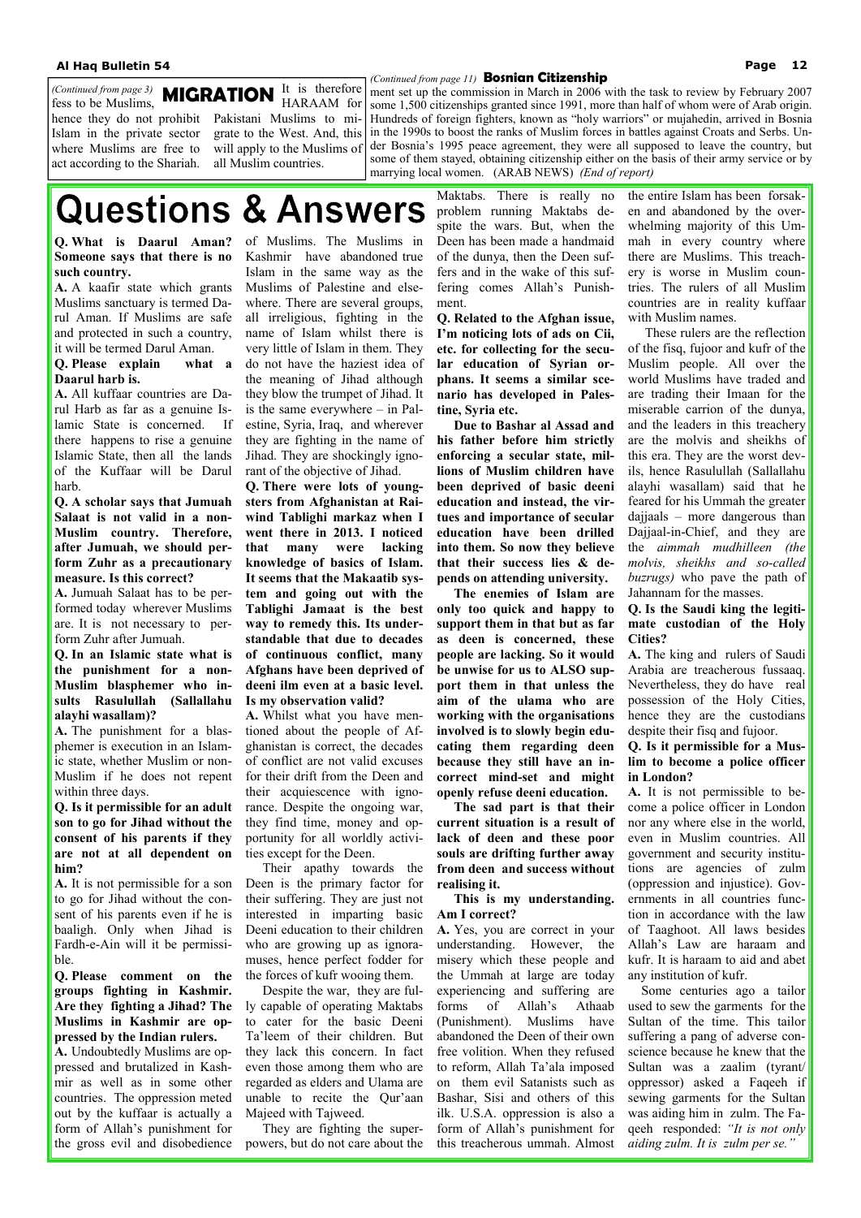*(Continued from page 3)* **MIGRATION** It is therefore HARAAM for Pakistani Muslims to migrate to the West. And, this will apply to the Muslims of all Muslim countries.

fess to be Muslims, hence they do not prohibit Islam in the private sector where Muslims are free to act according to the Shariah.

*(Continued from page 11)* **Bosnian Citizenship**

ment set up the commission in March in 2006 with the task to review by February 2007 some 1,500 citizenships granted since 1991, more than half of whom were of Arab origin. Hundreds of foreign fighters, known as "holy warriors" or mujahedin, arrived in Bosnia in the 1990s to boost the ranks of Muslim forces in battles against Croats and Serbs. Under Bosnia's 1995 peace agreement, they were all supposed to leave the country, but some of them stayed, obtaining citizenship either on the basis of their army service or by marrying local women. (ARAB NEWS) *(End of report)*

# Questions & Answers

**Q. What is Daarul Aman? Someone says that there is no such country.**

**A.** A kaafir state which grants Muslims sanctuary is termed Darul Aman. If Muslims are safe and protected in such a country, it will be termed Darul Aman.

**Q. Please explain what a Daarul harb is.**

**A.** All kuffaar countries are Darul Harb as far as a genuine Islamic State is concerned. If there happens to rise a genuine Islamic State, then all the lands of the Kuffaar will be Darul harb.

**Q. A scholar says that Jumuah Salaat is not valid in a non-Muslim country. Therefore, after Jumuah, we should perform Zuhr as a precautionary measure. Is this correct?**

**A.** Jumuah Salaat has to be performed today wherever Muslims are. It is not necessary to perform Zuhr after Jumuah.

**Q. In an Islamic state what is the punishment for a non-Muslim blasphemer who insults Rasulullah (Sallallahu alayhi wasallam)?**

**A.** The punishment for a blasphemer is execution in an Islamic state, whether Muslim or non-Muslim if he does not repent within three days.

**Q. Is it permissible for an adult son to go for Jihad without the consent of his parents if they are not at all dependent on him?**

**A.** It is not permissible for a son to go for Jihad without the consent of his parents even if he is baaligh. Only when Jihad is Fardh-e-Ain will it be permissible.

**Q. Please comment on the groups fighting in Kashmir. Are they fighting a Jihad? The Muslims in Kashmir are oppressed by the Indian rulers.**

**A.** Undoubtedly Muslims are oppressed and brutalized in Kashmir as well as in some other countries. The oppression meted out by the kuffaar is actually a form of Allah's punishment for the gross evil and disobedience of Muslims. The Muslims in Kashmir have abandoned true Islam in the same way as the Muslims of Palestine and elsewhere. There are several groups, all irreligious, fighting in the name of Islam whilst there is very little of Islam in them. They do not have the haziest idea of the meaning of Jihad although they blow the trumpet of Jihad. It is the same everywhere – in Palestine, Syria, Iraq, and wherever they are fighting in the name of Jihad. They are shockingly ignorant of the objective of Jihad.

**Q. There were lots of youngsters from Afghanistan at Raiwind Tablighi markaz when I went there in 2013. I noticed that many were lacking knowledge of basics of Islam. It seems that the Makaatib system and going out with the Tablighi Jamaat is the best way to remedy this. Its understandable that due to decades of continuous conflict, many Afghans have been deprived of deeni ilm even at a basic level. Is my observation valid?**

**A.** Whilst what you have mentioned about the people of Afghanistan is correct, the decades of conflict are not valid excuses for their drift from the Deen and their acquiescence with ignorance. Despite the ongoing war, they find time, money and opportunity for all worldly activities except for the Deen.

Their apathy towards the Deen is the primary factor for their suffering. They are just not interested in imparting basic Deeni education to their children who are growing up as ignoramuses, hence perfect fodder for the forces of kufr wooing them.

Despite the war, they are fully capable of operating Maktabs to cater for the basic Deeni Ta'leem of their children. But they lack this concern. In fact even those among them who are regarded as elders and Ulama are unable to recite the Qur'aan Majeed with Tajweed.

They are fighting the superpowers, but do not care about the Maktabs. There is really no problem running Maktabs despite the wars. But, when the Deen has been made a handmaid of the dunya, then the Deen suffers and in the wake of this suffering comes Allah's Punishment.

**Q. Related to the Afghan issue, I'm noticing lots of ads on Cii, etc. for collecting for the secular education of Syrian orphans. It seems a similar scenario has developed in Palestine, Syria etc.**

**Due to Bashar al Assad and his father before him strictly enforcing a secular state, millions of Muslim children have been deprived of basic deeni education and instead, the virtues and importance of secular education have been drilled into them. So now they believe that their success lies & depends on attending university.**

**The enemies of Islam are only too quick and happy to support them in that but as far as deen is concerned, these people are lacking. So it would be unwise for us to ALSO support them in that unless the aim of the ulama who are working with the organisations involved is to slowly begin educating them regarding deen because they still have an incorrect mind-set and might openly refuse deeni education.**

**The sad part is that their current situation is a result of lack of deen and these poor souls are drifting further away from deen and success without realising it.**

**This is my understanding. Am I correct?**

**A.** Yes, you are correct in your understanding. However, the misery which these people and the Ummah at large are today experiencing and suffering are forms of Allah's Athaab (Punishment). Muslims have abandoned the Deen of their own free volition. When they refused to reform, Allah Ta'ala imposed on them evil Satanists such as Bashar, Sisi and others of this ilk. U.S.A. oppression is also a form of Allah's punishment for this treacherous ummah. Almost the entire Islam has been forsaken and abandoned by the overwhelming majority of this Ummah in every country where there are Muslims. This treachery is worse in Muslim countries. The rulers of all Muslim countries are in reality kuffaar with Muslim names.

These rulers are the reflection of the fisq, fujoor and kufr of the Muslim people. All over the world Muslims have traded and are trading their Imaan for the miserable carrion of the dunya, and the leaders in this treachery are the molvis and sheikhs of this era. They are the worst devils, hence Rasulullah (Sallallahu alayhi wasallam) said that he feared for his Ummah the greater dajjaals – more dangerous than Dajjaal-in-Chief, and they are the *aimmah mudhilleen (the molvis, sheikhs and so-called buzrugs)* who pave the path of Jahannam for the masses.

**Q. Is the Saudi king the legitimate custodian of the Holy Cities?**

**A.** The king and rulers of Saudi Arabia are treacherous fussaaq. Nevertheless, they do have real possession of the Holy Cities, hence they are the custodians despite their fisq and fujoor.

**Q. Is it permissible for a Muslim to become a police officer in London?**

**A.** It is not permissible to become a police officer in London nor any where else in the world, even in Muslim countries. All government and security institutions are agencies of zulm (oppression and injustice). Governments in all countries function in accordance with the law of Taaghoot. All laws besides Allah's Law are haraam and kufr. It is haraam to aid and abet any institution of kufr.

Some centuries ago a tailor used to sew the garments for the Sultan of the time. This tailor suffering a pang of adverse conscience because he knew that the Sultan was a zaalim (tyrant/oppressor) asked a Faqeeh if sewing garments for the Sultan was aiding him in zulm. The Faqeeh responded: *"It is not only aiding zulm. It is zulm per se."*